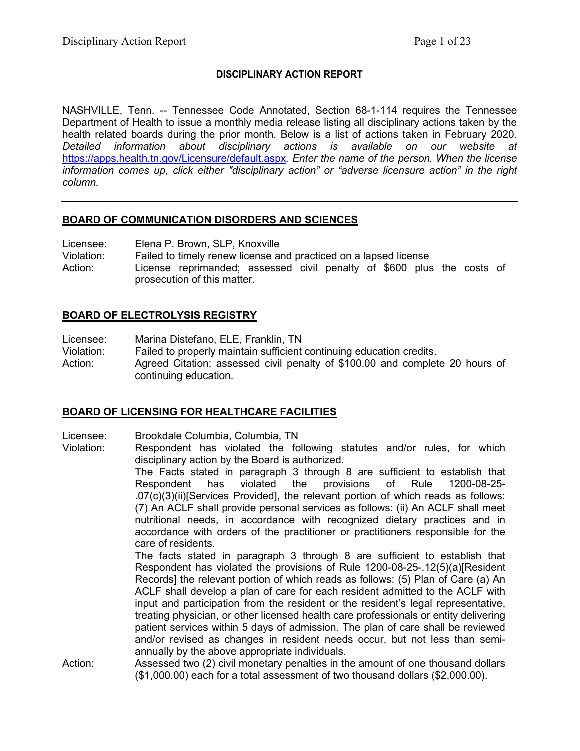# DISCIPLINARY ACTION REPORT

NASHVILLE, Tenn. -- Tennessee Code Annotated, Section 68-1-114 requires the Tennessee Department of Health to issue a monthly media release listing all disciplinary actions taken by the health related boards during the prior month. Below is a list of actions taken in February 2020. *Detailed information about disciplinary actions is available on our website at* https://apps.health.tn.gov/Licensure/default.aspx*. Enter the name of the person. When the license information comes up, click either "disciplinary action" or "adverse licensure action" in the right column.*

---

## BOARD OF COMMUNICATION DISORDERS AND SCIENCES

Licensee: Elena P. Brown, SLP, Knoxville
Violation: Failed to timely renew license and practiced on a lapsed license
Action: License reprimanded; assessed civil penalty of $600 plus the costs of prosecution of this matter.

## BOARD OF ELECTROLYSIS REGISTRY

Licensee: Marina Distefano, ELE, Franklin, TN
Violation: Failed to properly maintain sufficient continuing education credits.
Action: Agreed Citation; assessed civil penalty of $100.00 and complete 20 hours of continuing education.

## BOARD OF LICENSING FOR HEALTHCARE FACILITIES

Licensee: Brookdale Columbia, Columbia, TN
Violation: Respondent has violated the following statutes and/or rules, for which disciplinary action by the Board is authorized.
The Facts stated in paragraph 3 through 8 are sufficient to establish that Respondent has violated the provisions of Rule 1200-08-25-.07(c)(3)(ii)[Services Provided], the relevant portion of which reads as follows: (7) An ACLF shall provide personal services as follows: (ii) An ACLF shall meet nutritional needs, in accordance with recognized dietary practices and in accordance with orders of the practitioner or practitioners responsible for the care of residents.
The facts stated in paragraph 3 through 8 are sufficient to establish that Respondent has violated the provisions of Rule 1200-08-25-.12(5)(a)[Resident Records] the relevant portion of which reads as follows: (5) Plan of Care (a) An ACLF shall develop a plan of care for each resident admitted to the ACLF with input and participation from the resident or the resident's legal representative, treating physician, or other licensed health care professionals or entity delivering patient services within 5 days of admission. The plan of care shall be reviewed and/or revised as changes in resident needs occur, but not less than semi-annually by the above appropriate individuals.
Action: Assessed two (2) civil monetary penalties in the amount of one thousand dollars ($1,000.00) each for a total assessment of two thousand dollars ($2,000.00).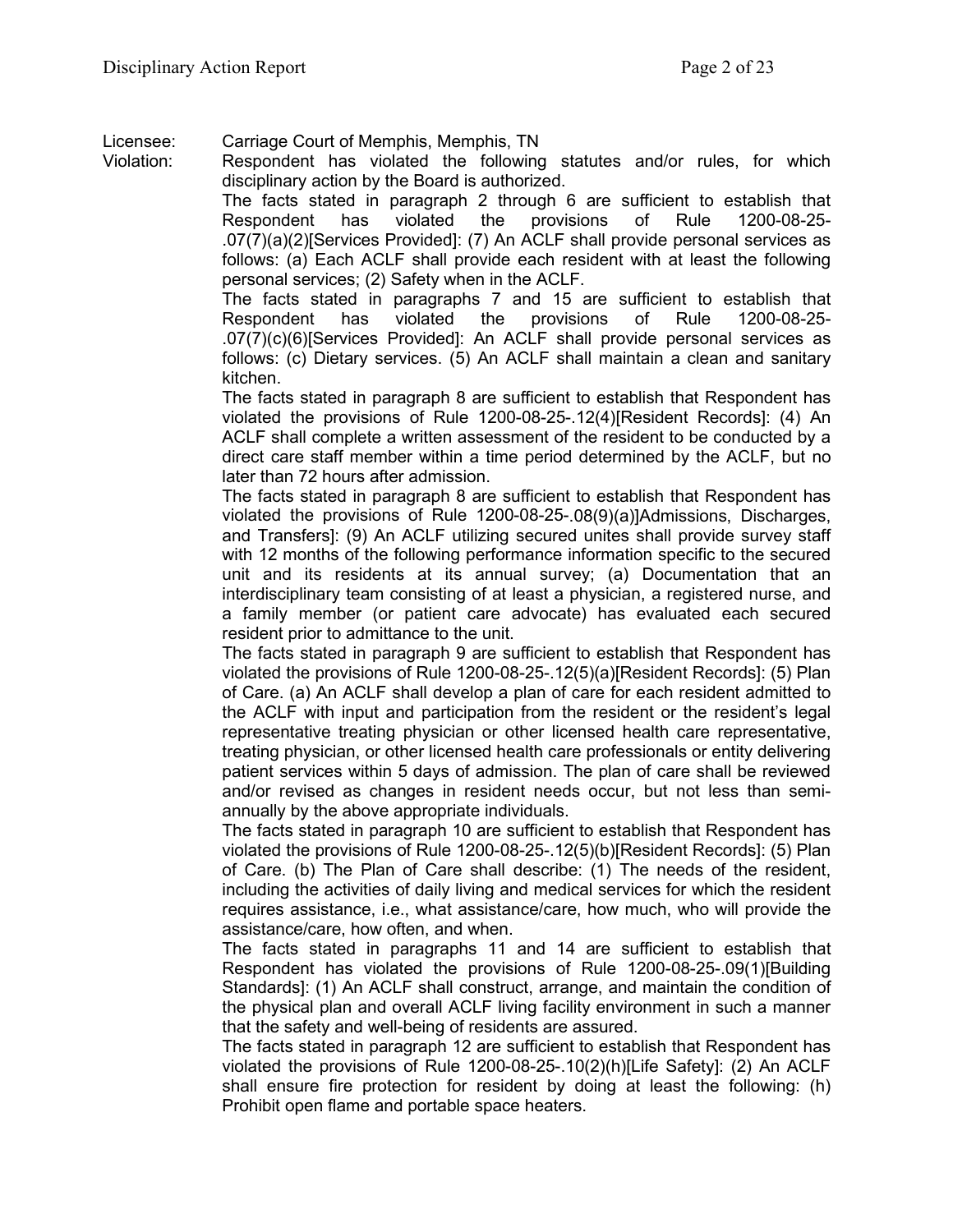Licensee: Carriage Court of Memphis, Memphis, TN

Violation: Respondent has violated the following statutes and/or rules, for which disciplinary action by the Board is authorized.

The facts stated in paragraph 2 through 6 are sufficient to establish that Respondent has violated the provisions of Rule 1200-08-25-.07(7)(a)(2)[Services Provided]: (7) An ACLF shall provide personal services as follows: (a) Each ACLF shall provide each resident with at least the following personal services; (2) Safety when in the ACLF.

The facts stated in paragraphs 7 and 15 are sufficient to establish that Respondent has violated the provisions of Rule 1200-08-25-.07(7)(c)(6)[Services Provided]: An ACLF shall provide personal services as follows: (c) Dietary services. (5) An ACLF shall maintain a clean and sanitary kitchen.

The facts stated in paragraph 8 are sufficient to establish that Respondent has violated the provisions of Rule 1200-08-25-.12(4)[Resident Records]: (4) An ACLF shall complete a written assessment of the resident to be conducted by a direct care staff member within a time period determined by the ACLF, but no later than 72 hours after admission.

The facts stated in paragraph 8 are sufficient to establish that Respondent has violated the provisions of Rule 1200-08-25-.08(9)(a)]Admissions, Discharges, and Transfers]: (9) An ACLF utilizing secured unites shall provide survey staff with 12 months of the following performance information specific to the secured unit and its residents at its annual survey; (a) Documentation that an interdisciplinary team consisting of at least a physician, a registered nurse, and a family member (or patient care advocate) has evaluated each secured resident prior to admittance to the unit.

The facts stated in paragraph 9 are sufficient to establish that Respondent has violated the provisions of Rule 1200-08-25-.12(5)(a)[Resident Records]: (5) Plan of Care. (a) An ACLF shall develop a plan of care for each resident admitted to the ACLF with input and participation from the resident or the resident's legal representative treating physician or other licensed health care representative, treating physician, or other licensed health care professionals or entity delivering patient services within 5 days of admission. The plan of care shall be reviewed and/or revised as changes in resident needs occur, but not less than semi-annually by the above appropriate individuals.

The facts stated in paragraph 10 are sufficient to establish that Respondent has violated the provisions of Rule 1200-08-25-.12(5)(b)[Resident Records]: (5) Plan of Care. (b) The Plan of Care shall describe: (1) The needs of the resident, including the activities of daily living and medical services for which the resident requires assistance, i.e., what assistance/care, how much, who will provide the assistance/care, how often, and when.

The facts stated in paragraphs 11 and 14 are sufficient to establish that Respondent has violated the provisions of Rule 1200-08-25-.09(1)[Building Standards]: (1) An ACLF shall construct, arrange, and maintain the condition of the physical plan and overall ACLF living facility environment in such a manner that the safety and well-being of residents are assured.

The facts stated in paragraph 12 are sufficient to establish that Respondent has violated the provisions of Rule 1200-08-25-.10(2)(h)[Life Safety]: (2) An ACLF shall ensure fire protection for resident by doing at least the following: (h) Prohibit open flame and portable space heaters.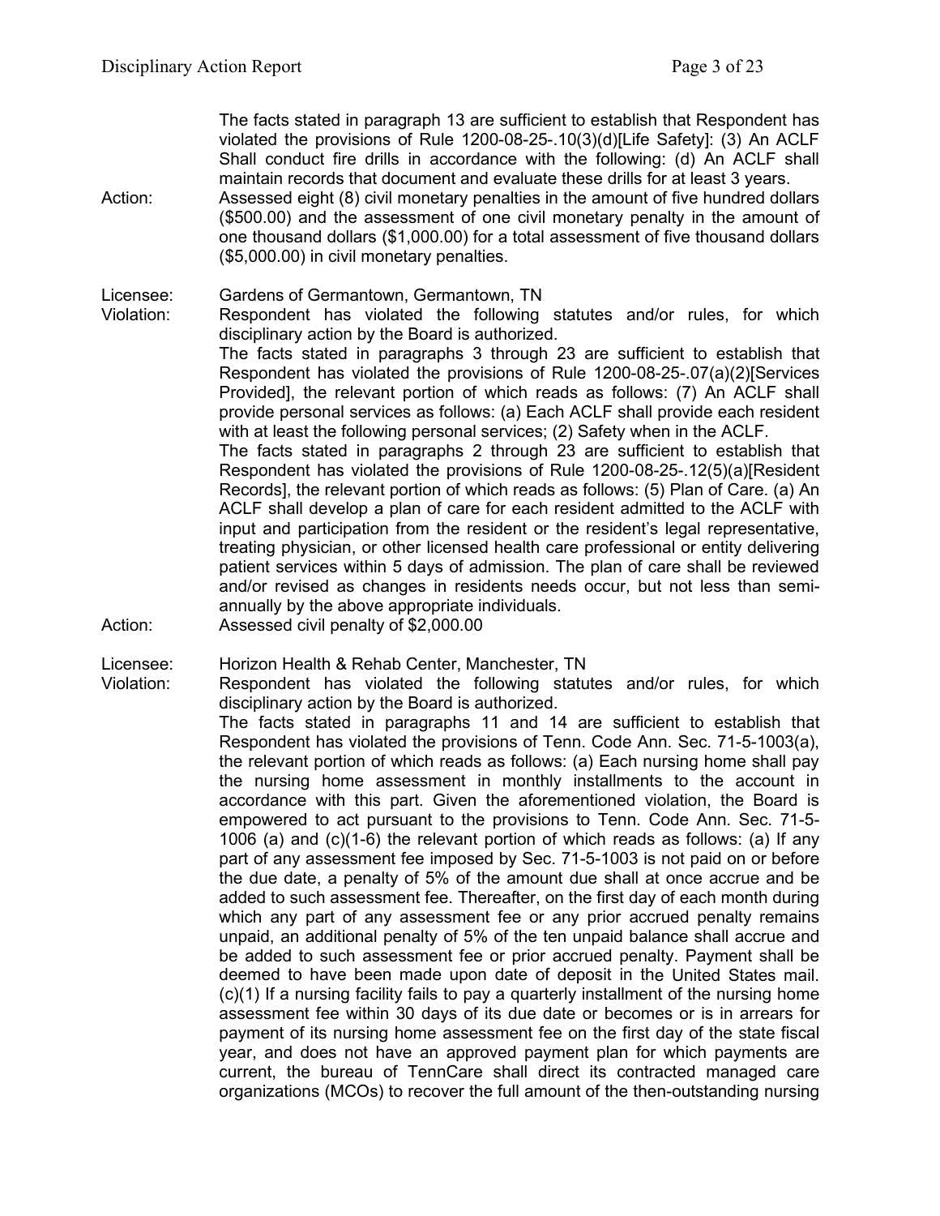The facts stated in paragraph 13 are sufficient to establish that Respondent has violated the provisions of Rule 1200-08-25-.10(3)(d)[Life Safety]: (3) An ACLF Shall conduct fire drills in accordance with the following: (d) An ACLF shall maintain records that document and evaluate these drills for at least 3 years.

Action: Assessed eight (8) civil monetary penalties in the amount of five hundred dollars ($500.00) and the assessment of one civil monetary penalty in the amount of one thousand dollars ($1,000.00) for a total assessment of five thousand dollars ($5,000.00) in civil monetary penalties.

Licensee: Gardens of Germantown, Germantown, TN

Violation: Respondent has violated the following statutes and/or rules, for which disciplinary action by the Board is authorized.

The facts stated in paragraphs 3 through 23 are sufficient to establish that Respondent has violated the provisions of Rule 1200-08-25-.07(a)(2)[Services Provided], the relevant portion of which reads as follows: (7) An ACLF shall provide personal services as follows: (a) Each ACLF shall provide each resident with at least the following personal services; (2) Safety when in the ACLF.

The facts stated in paragraphs 2 through 23 are sufficient to establish that Respondent has violated the provisions of Rule 1200-08-25-.12(5)(a)[Resident Records], the relevant portion of which reads as follows: (5) Plan of Care. (a) An ACLF shall develop a plan of care for each resident admitted to the ACLF with input and participation from the resident or the resident's legal representative, treating physician, or other licensed health care professional or entity delivering patient services within 5 days of admission. The plan of care shall be reviewed and/or revised as changes in residents needs occur, but not less than semi-annually by the above appropriate individuals.

Action: Assessed civil penalty of $2,000.00

Licensee: Horizon Health & Rehab Center, Manchester, TN

Violation: Respondent has violated the following statutes and/or rules, for which disciplinary action by the Board is authorized.

The facts stated in paragraphs 11 and 14 are sufficient to establish that Respondent has violated the provisions of Tenn. Code Ann. Sec. 71-5-1003(a), the relevant portion of which reads as follows: (a) Each nursing home shall pay the nursing home assessment in monthly installments to the account in accordance with this part. Given the aforementioned violation, the Board is empowered to act pursuant to the provisions to Tenn. Code Ann. Sec. 71-5-1006 (a) and (c)(1-6) the relevant portion of which reads as follows: (a) If any part of any assessment fee imposed by Sec. 71-5-1003 is not paid on or before the due date, a penalty of 5% of the amount due shall at once accrue and be added to such assessment fee. Thereafter, on the first day of each month during which any part of any assessment fee or any prior accrued penalty remains unpaid, an additional penalty of 5% of the ten unpaid balance shall accrue and be added to such assessment fee or prior accrued penalty. Payment shall be deemed to have been made upon date of deposit in the United States mail. (c)(1) If a nursing facility fails to pay a quarterly installment of the nursing home assessment fee within 30 days of its due date or becomes or is in arrears for payment of its nursing home assessment fee on the first day of the state fiscal year, and does not have an approved payment plan for which payments are current, the bureau of TennCare shall direct its contracted managed care organizations (MCOs) to recover the full amount of the then-outstanding nursing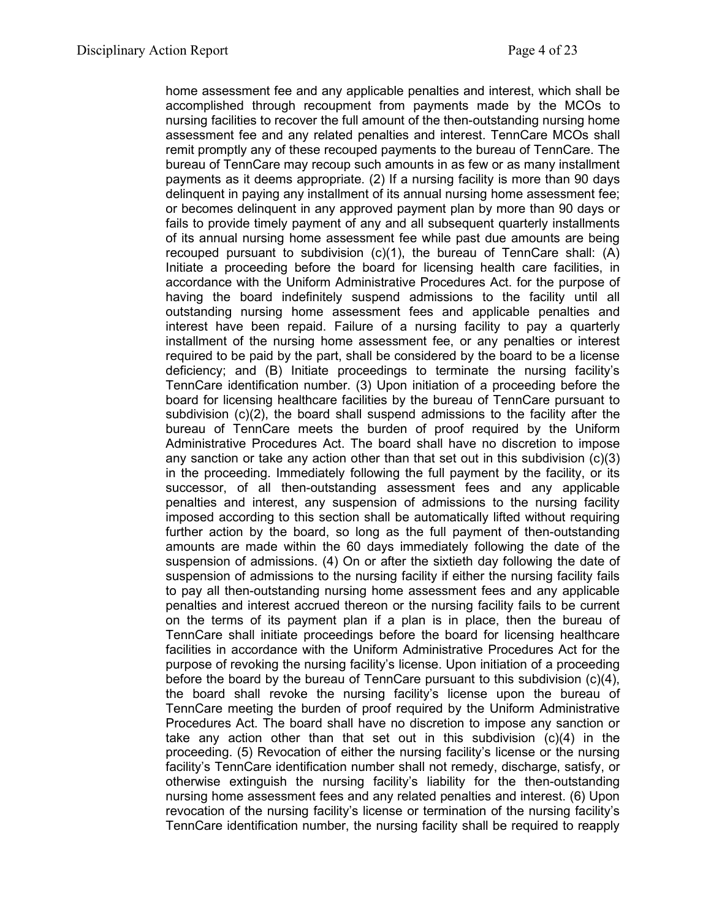home assessment fee and any applicable penalties and interest, which shall be accomplished through recoupment from payments made by the MCOs to nursing facilities to recover the full amount of the then-outstanding nursing home assessment fee and any related penalties and interest. TennCare MCOs shall remit promptly any of these recouped payments to the bureau of TennCare. The bureau of TennCare may recoup such amounts in as few or as many installment payments as it deems appropriate. (2) If a nursing facility is more than 90 days delinquent in paying any installment of its annual nursing home assessment fee; or becomes delinquent in any approved payment plan by more than 90 days or fails to provide timely payment of any and all subsequent quarterly installments of its annual nursing home assessment fee while past due amounts are being recouped pursuant to subdivision (c)(1), the bureau of TennCare shall: (A) Initiate a proceeding before the board for licensing health care facilities, in accordance with the Uniform Administrative Procedures Act. for the purpose of having the board indefinitely suspend admissions to the facility until all outstanding nursing home assessment fees and applicable penalties and interest have been repaid. Failure of a nursing facility to pay a quarterly installment of the nursing home assessment fee, or any penalties or interest required to be paid by the part, shall be considered by the board to be a license deficiency; and (B) Initiate proceedings to terminate the nursing facility's TennCare identification number. (3) Upon initiation of a proceeding before the board for licensing healthcare facilities by the bureau of TennCare pursuant to subdivision (c)(2), the board shall suspend admissions to the facility after the bureau of TennCare meets the burden of proof required by the Uniform Administrative Procedures Act. The board shall have no discretion to impose any sanction or take any action other than that set out in this subdivision (c)(3) in the proceeding. Immediately following the full payment by the facility, or its successor, of all then-outstanding assessment fees and any applicable penalties and interest, any suspension of admissions to the nursing facility imposed according to this section shall be automatically lifted without requiring further action by the board, so long as the full payment of then-outstanding amounts are made within the 60 days immediately following the date of the suspension of admissions. (4) On or after the sixtieth day following the date of suspension of admissions to the nursing facility if either the nursing facility fails to pay all then-outstanding nursing home assessment fees and any applicable penalties and interest accrued thereon or the nursing facility fails to be current on the terms of its payment plan if a plan is in place, then the bureau of TennCare shall initiate proceedings before the board for licensing healthcare facilities in accordance with the Uniform Administrative Procedures Act for the purpose of revoking the nursing facility's license. Upon initiation of a proceeding before the board by the bureau of TennCare pursuant to this subdivision (c)(4), the board shall revoke the nursing facility's license upon the bureau of TennCare meeting the burden of proof required by the Uniform Administrative Procedures Act. The board shall have no discretion to impose any sanction or take any action other than that set out in this subdivision (c)(4) in the proceeding. (5) Revocation of either the nursing facility's license or the nursing facility's TennCare identification number shall not remedy, discharge, satisfy, or otherwise extinguish the nursing facility's liability for the then-outstanding nursing home assessment fees and any related penalties and interest. (6) Upon revocation of the nursing facility's license or termination of the nursing facility's TennCare identification number, the nursing facility shall be required to reapply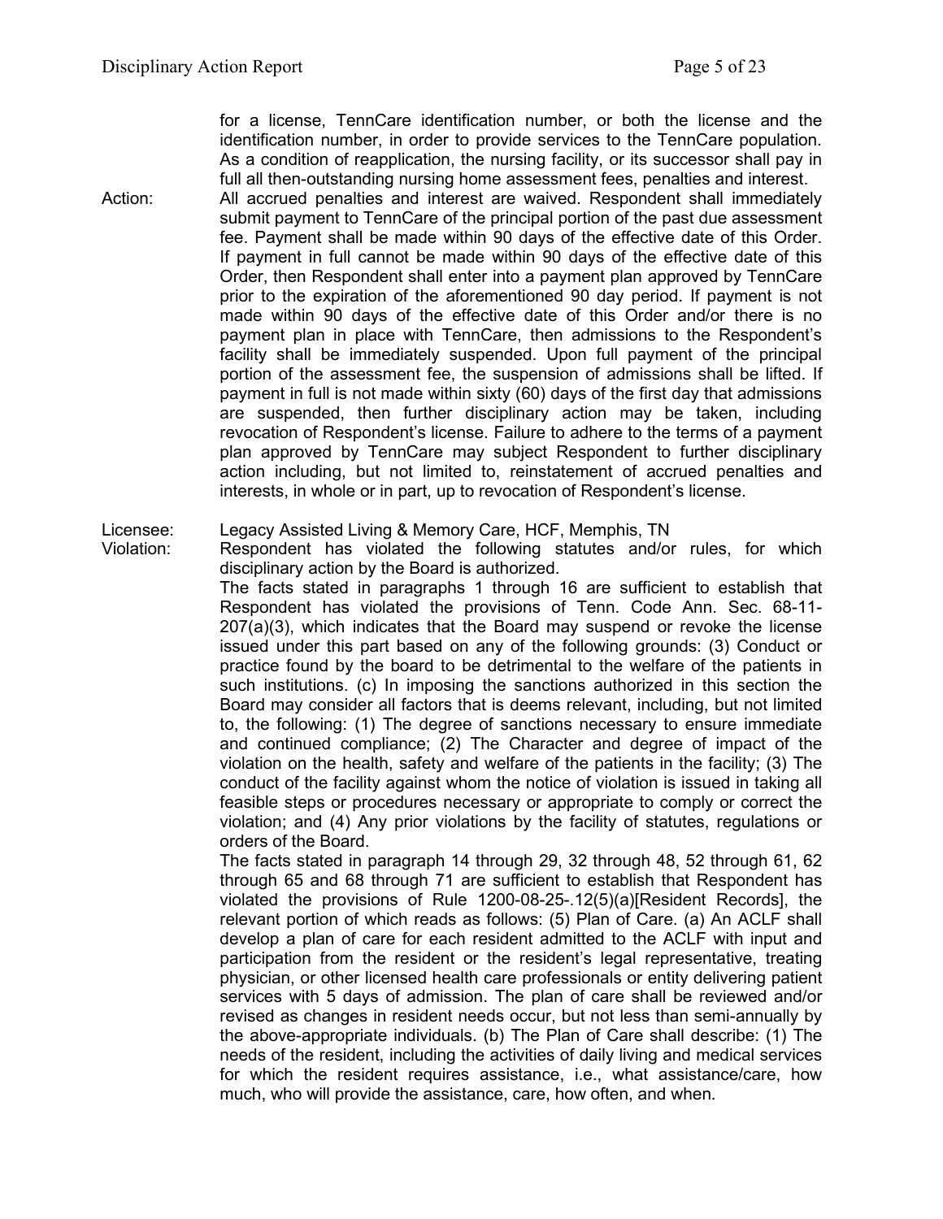for a license, TennCare identification number, or both the license and the identification number, in order to provide services to the TennCare population. As a condition of reapplication, the nursing facility, or its successor shall pay in full all then-outstanding nursing home assessment fees, penalties and interest.

Action: All accrued penalties and interest are waived. Respondent shall immediately submit payment to TennCare of the principal portion of the past due assessment fee. Payment shall be made within 90 days of the effective date of this Order. If payment in full cannot be made within 90 days of the effective date of this Order, then Respondent shall enter into a payment plan approved by TennCare prior to the expiration of the aforementioned 90 day period. If payment is not made within 90 days of the effective date of this Order and/or there is no payment plan in place with TennCare, then admissions to the Respondent's facility shall be immediately suspended. Upon full payment of the principal portion of the assessment fee, the suspension of admissions shall be lifted. If payment in full is not made within sixty (60) days of the first day that admissions are suspended, then further disciplinary action may be taken, including revocation of Respondent's license. Failure to adhere to the terms of a payment plan approved by TennCare may subject Respondent to further disciplinary action including, but not limited to, reinstatement of accrued penalties and interests, in whole or in part, up to revocation of Respondent's license.

Licensee: Legacy Assisted Living & Memory Care, HCF, Memphis, TN

Violation: Respondent has violated the following statutes and/or rules, for which disciplinary action by the Board is authorized.

The facts stated in paragraphs 1 through 16 are sufficient to establish that Respondent has violated the provisions of Tenn. Code Ann. Sec. 68-11-207(a)(3), which indicates that the Board may suspend or revoke the license issued under this part based on any of the following grounds: (3) Conduct or practice found by the board to be detrimental to the welfare of the patients in such institutions. (c) In imposing the sanctions authorized in this section the Board may consider all factors that is deems relevant, including, but not limited to, the following: (1) The degree of sanctions necessary to ensure immediate and continued compliance; (2) The Character and degree of impact of the violation on the health, safety and welfare of the patients in the facility; (3) The conduct of the facility against whom the notice of violation is issued in taking all feasible steps or procedures necessary or appropriate to comply or correct the violation; and (4) Any prior violations by the facility of statutes, regulations or orders of the Board.

The facts stated in paragraph 14 through 29, 32 through 48, 52 through 61, 62 through 65 and 68 through 71 are sufficient to establish that Respondent has violated the provisions of Rule 1200-08-25-.12(5)(a)[Resident Records], the relevant portion of which reads as follows: (5) Plan of Care. (a) An ACLF shall develop a plan of care for each resident admitted to the ACLF with input and participation from the resident or the resident's legal representative, treating physician, or other licensed health care professionals or entity delivering patient services with 5 days of admission. The plan of care shall be reviewed and/or revised as changes in resident needs occur, but not less than semi-annually by the above-appropriate individuals. (b) The Plan of Care shall describe: (1) The needs of the resident, including the activities of daily living and medical services for which the resident requires assistance, i.e., what assistance/care, how much, who will provide the assistance, care, how often, and when.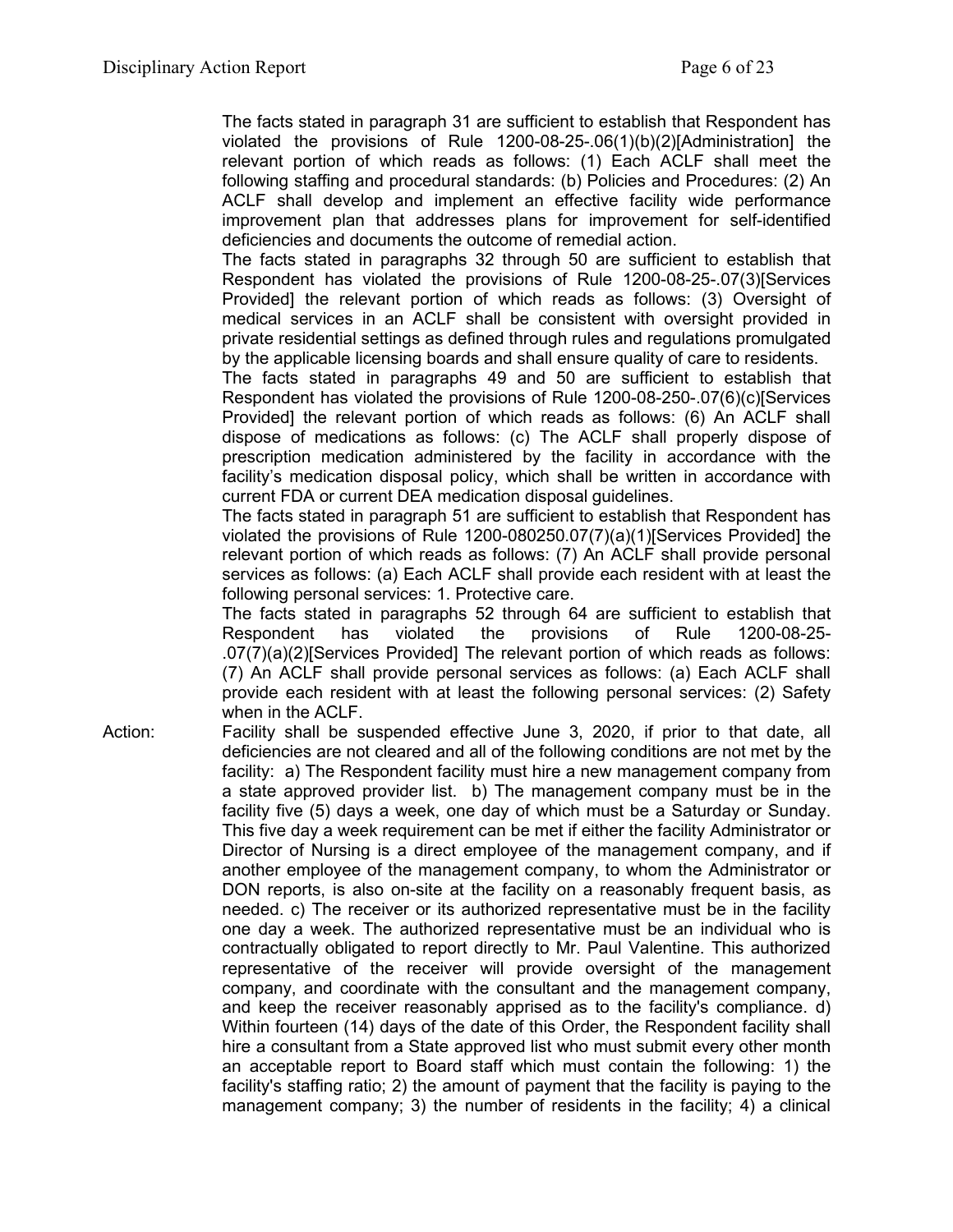The facts stated in paragraph 31 are sufficient to establish that Respondent has violated the provisions of Rule 1200-08-25-.06(1)(b)(2)[Administration] the relevant portion of which reads as follows: (1) Each ACLF shall meet the following staffing and procedural standards: (b) Policies and Procedures: (2) An ACLF shall develop and implement an effective facility wide performance improvement plan that addresses plans for improvement for self-identified deficiencies and documents the outcome of remedial action.

The facts stated in paragraphs 32 through 50 are sufficient to establish that Respondent has violated the provisions of Rule 1200-08-25-.07(3)[Services Provided] the relevant portion of which reads as follows: (3) Oversight of medical services in an ACLF shall be consistent with oversight provided in private residential settings as defined through rules and regulations promulgated by the applicable licensing boards and shall ensure quality of care to residents.

The facts stated in paragraphs 49 and 50 are sufficient to establish that Respondent has violated the provisions of Rule 1200-08-250-.07(6)(c)[Services Provided] the relevant portion of which reads as follows: (6) An ACLF shall dispose of medications as follows: (c) The ACLF shall properly dispose of prescription medication administered by the facility in accordance with the facility's medication disposal policy, which shall be written in accordance with current FDA or current DEA medication disposal guidelines.

The facts stated in paragraph 51 are sufficient to establish that Respondent has violated the provisions of Rule 1200-080250.07(7)(a)(1)[Services Provided] the relevant portion of which reads as follows: (7) An ACLF shall provide personal services as follows: (a) Each ACLF shall provide each resident with at least the following personal services: 1. Protective care.

The facts stated in paragraphs 52 through 64 are sufficient to establish that Respondent has violated the provisions of Rule 1200-08-25-.07(7)(a)(2)[Services Provided] The relevant portion of which reads as follows: (7) An ACLF shall provide personal services as follows: (a) Each ACLF shall provide each resident with at least the following personal services: (2) Safety when in the ACLF.

Action: Facility shall be suspended effective June 3, 2020, if prior to that date, all deficiencies are not cleared and all of the following conditions are not met by the facility: a) The Respondent facility must hire a new management company from a state approved provider list. b) The management company must be in the facility five (5) days a week, one day of which must be a Saturday or Sunday. This five day a week requirement can be met if either the facility Administrator or Director of Nursing is a direct employee of the management company, and if another employee of the management company, to whom the Administrator or DON reports, is also on-site at the facility on a reasonably frequent basis, as needed. c) The receiver or its authorized representative must be in the facility one day a week. The authorized representative must be an individual who is contractually obligated to report directly to Mr. Paul Valentine. This authorized representative of the receiver will provide oversight of the management company, and coordinate with the consultant and the management company, and keep the receiver reasonably apprised as to the facility's compliance. d) Within fourteen (14) days of the date of this Order, the Respondent facility shall hire a consultant from a State approved list who must submit every other month an acceptable report to Board staff which must contain the following: 1) the facility's staffing ratio; 2) the amount of payment that the facility is paying to the management company; 3) the number of residents in the facility; 4) a clinical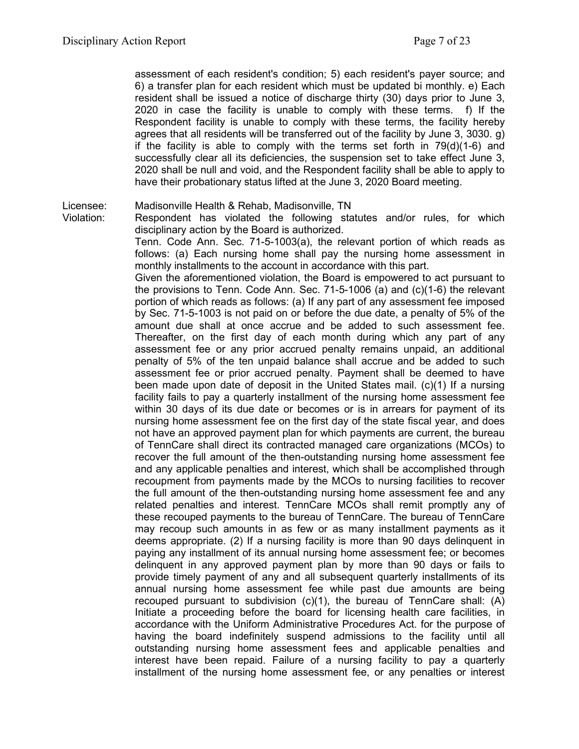assessment of each resident's condition; 5) each resident's payer source; and 6) a transfer plan for each resident which must be updated bi monthly. e) Each resident shall be issued a notice of discharge thirty (30) days prior to June 3, 2020 in case the facility is unable to comply with these terms. f) If the Respondent facility is unable to comply with these terms, the facility hereby agrees that all residents will be transferred out of the facility by June 3, 3030. g) if the facility is able to comply with the terms set forth in 79(d)(1-6) and successfully clear all its deficiencies, the suspension set to take effect June 3, 2020 shall be null and void, and the Respondent facility shall be able to apply to have their probationary status lifted at the June 3, 2020 Board meeting.

Licensee: Madisonville Health & Rehab, Madisonville, TN

Violation: Respondent has violated the following statutes and/or rules, for which disciplinary action by the Board is authorized.

Tenn. Code Ann. Sec. 71-5-1003(a), the relevant portion of which reads as follows: (a) Each nursing home shall pay the nursing home assessment in monthly installments to the account in accordance with this part.

Given the aforementioned violation, the Board is empowered to act pursuant to the provisions to Tenn. Code Ann. Sec. 71-5-1006 (a) and (c)(1-6) the relevant portion of which reads as follows: (a) If any part of any assessment fee imposed by Sec. 71-5-1003 is not paid on or before the due date, a penalty of 5% of the amount due shall at once accrue and be added to such assessment fee. Thereafter, on the first day of each month during which any part of any assessment fee or any prior accrued penalty remains unpaid, an additional penalty of 5% of the ten unpaid balance shall accrue and be added to such assessment fee or prior accrued penalty. Payment shall be deemed to have been made upon date of deposit in the United States mail. (c)(1) If a nursing facility fails to pay a quarterly installment of the nursing home assessment fee within 30 days of its due date or becomes or is in arrears for payment of its nursing home assessment fee on the first day of the state fiscal year, and does not have an approved payment plan for which payments are current, the bureau of TennCare shall direct its contracted managed care organizations (MCOs) to recover the full amount of the then-outstanding nursing home assessment fee and any applicable penalties and interest, which shall be accomplished through recoupment from payments made by the MCOs to nursing facilities to recover the full amount of the then-outstanding nursing home assessment fee and any related penalties and interest. TennCare MCOs shall remit promptly any of these recouped payments to the bureau of TennCare. The bureau of TennCare may recoup such amounts in as few or as many installment payments as it deems appropriate. (2) If a nursing facility is more than 90 days delinquent in paying any installment of its annual nursing home assessment fee; or becomes delinquent in any approved payment plan by more than 90 days or fails to provide timely payment of any and all subsequent quarterly installments of its annual nursing home assessment fee while past due amounts are being recouped pursuant to subdivision (c)(1), the bureau of TennCare shall: (A) Initiate a proceeding before the board for licensing health care facilities, in accordance with the Uniform Administrative Procedures Act. for the purpose of having the board indefinitely suspend admissions to the facility until all outstanding nursing home assessment fees and applicable penalties and interest have been repaid. Failure of a nursing facility to pay a quarterly installment of the nursing home assessment fee, or any penalties or interest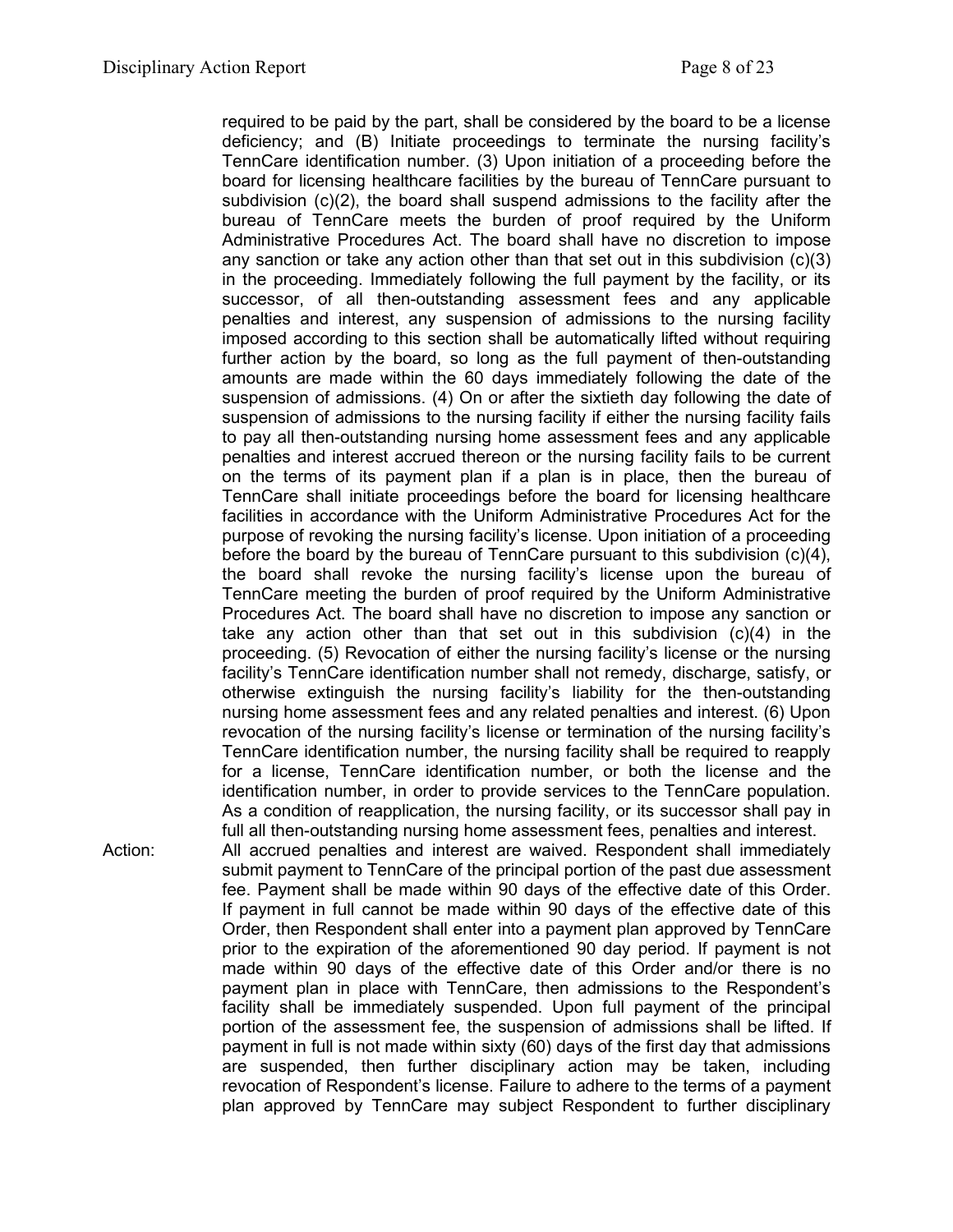required to be paid by the part, shall be considered by the board to be a license deficiency; and (B) Initiate proceedings to terminate the nursing facility's TennCare identification number. (3) Upon initiation of a proceeding before the board for licensing healthcare facilities by the bureau of TennCare pursuant to subdivision (c)(2), the board shall suspend admissions to the facility after the bureau of TennCare meets the burden of proof required by the Uniform Administrative Procedures Act. The board shall have no discretion to impose any sanction or take any action other than that set out in this subdivision (c)(3) in the proceeding. Immediately following the full payment by the facility, or its successor, of all then-outstanding assessment fees and any applicable penalties and interest, any suspension of admissions to the nursing facility imposed according to this section shall be automatically lifted without requiring further action by the board, so long as the full payment of then-outstanding amounts are made within the 60 days immediately following the date of the suspension of admissions. (4) On or after the sixtieth day following the date of suspension of admissions to the nursing facility if either the nursing facility fails to pay all then-outstanding nursing home assessment fees and any applicable penalties and interest accrued thereon or the nursing facility fails to be current on the terms of its payment plan if a plan is in place, then the bureau of TennCare shall initiate proceedings before the board for licensing healthcare facilities in accordance with the Uniform Administrative Procedures Act for the purpose of revoking the nursing facility's license. Upon initiation of a proceeding before the board by the bureau of TennCare pursuant to this subdivision (c)(4), the board shall revoke the nursing facility's license upon the bureau of TennCare meeting the burden of proof required by the Uniform Administrative Procedures Act. The board shall have no discretion to impose any sanction or take any action other than that set out in this subdivision (c)(4) in the proceeding. (5) Revocation of either the nursing facility's license or the nursing facility's TennCare identification number shall not remedy, discharge, satisfy, or otherwise extinguish the nursing facility's liability for the then-outstanding nursing home assessment fees and any related penalties and interest. (6) Upon revocation of the nursing facility's license or termination of the nursing facility's TennCare identification number, the nursing facility shall be required to reapply for a license, TennCare identification number, or both the license and the identification number, in order to provide services to the TennCare population. As a condition of reapplication, the nursing facility, or its successor shall pay in full all then-outstanding nursing home assessment fees, penalties and interest.

Action: All accrued penalties and interest are waived. Respondent shall immediately submit payment to TennCare of the principal portion of the past due assessment fee. Payment shall be made within 90 days of the effective date of this Order. If payment in full cannot be made within 90 days of the effective date of this Order, then Respondent shall enter into a payment plan approved by TennCare prior to the expiration of the aforementioned 90 day period. If payment is not made within 90 days of the effective date of this Order and/or there is no payment plan in place with TennCare, then admissions to the Respondent's facility shall be immediately suspended. Upon full payment of the principal portion of the assessment fee, the suspension of admissions shall be lifted. If payment in full is not made within sixty (60) days of the first day that admissions are suspended, then further disciplinary action may be taken, including revocation of Respondent's license. Failure to adhere to the terms of a payment plan approved by TennCare may subject Respondent to further disciplinary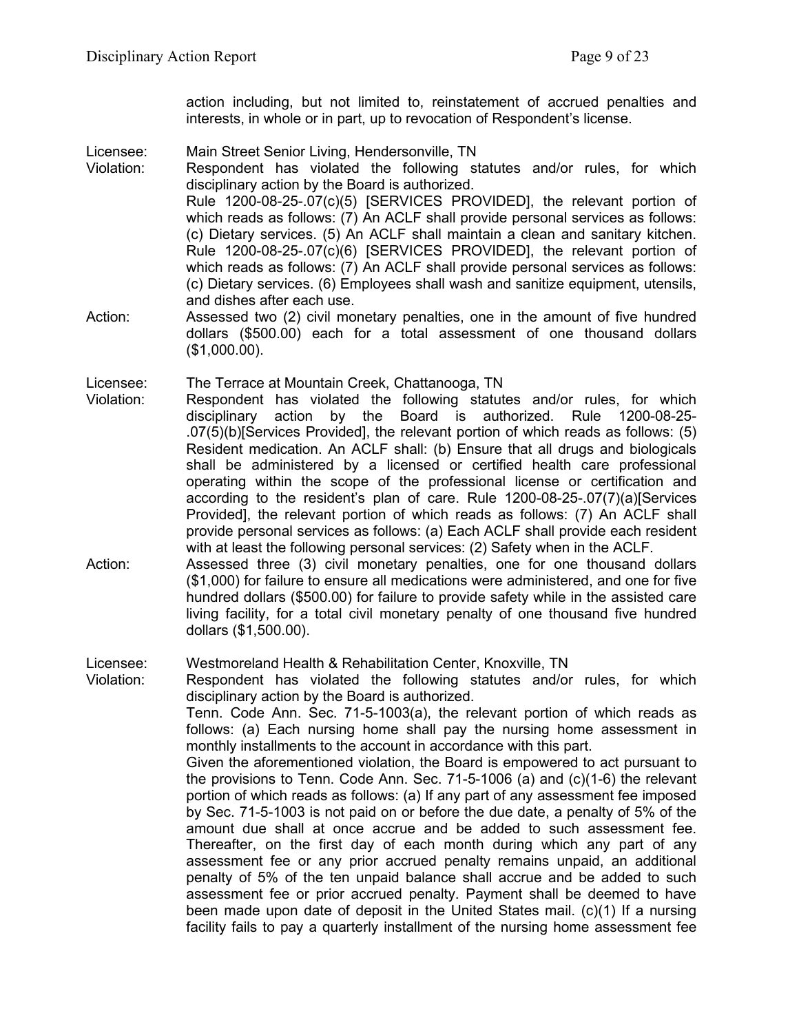action including, but not limited to, reinstatement of accrued penalties and interests, in whole or in part, up to revocation of Respondent's license.

Licensee: Main Street Senior Living, Hendersonville, TN

Violation: Respondent has violated the following statutes and/or rules, for which disciplinary action by the Board is authorized.
Rule 1200-08-25-.07(c)(5) [SERVICES PROVIDED], the relevant portion of which reads as follows: (7) An ACLF shall provide personal services as follows: (c) Dietary services. (5) An ACLF shall maintain a clean and sanitary kitchen.
Rule 1200-08-25-.07(c)(6) [SERVICES PROVIDED], the relevant portion of which reads as follows: (7) An ACLF shall provide personal services as follows: (c) Dietary services. (6) Employees shall wash and sanitize equipment, utensils, and dishes after each use.

Action: Assessed two (2) civil monetary penalties, one in the amount of five hundred dollars ($500.00) each for a total assessment of one thousand dollars ($1,000.00).

Licensee: The Terrace at Mountain Creek, Chattanooga, TN

Violation: Respondent has violated the following statutes and/or rules, for which disciplinary action by the Board is authorized. Rule 1200-08-25-.07(5)(b)[Services Provided], the relevant portion of which reads as follows: (5) Resident medication. An ACLF shall: (b) Ensure that all drugs and biologicals shall be administered by a licensed or certified health care professional operating within the scope of the professional license or certification and according to the resident's plan of care. Rule 1200-08-25-.07(7)(a)[Services Provided], the relevant portion of which reads as follows: (7) An ACLF shall provide personal services as follows: (a) Each ACLF shall provide each resident with at least the following personal services: (2) Safety when in the ACLF.

Action: Assessed three (3) civil monetary penalties, one for one thousand dollars ($1,000) for failure to ensure all medications were administered, and one for five hundred dollars ($500.00) for failure to provide safety while in the assisted care living facility, for a total civil monetary penalty of one thousand five hundred dollars ($1,500.00).

Licensee: Westmoreland Health & Rehabilitation Center, Knoxville, TN

Violation: Respondent has violated the following statutes and/or rules, for which disciplinary action by the Board is authorized.
Tenn. Code Ann. Sec. 71-5-1003(a), the relevant portion of which reads as follows: (a) Each nursing home shall pay the nursing home assessment in monthly installments to the account in accordance with this part.
Given the aforementioned violation, the Board is empowered to act pursuant to the provisions to Tenn. Code Ann. Sec. 71-5-1006 (a) and (c)(1-6) the relevant portion of which reads as follows: (a) If any part of any assessment fee imposed by Sec. 71-5-1003 is not paid on or before the due date, a penalty of 5% of the amount due shall at once accrue and be added to such assessment fee. Thereafter, on the first day of each month during which any part of any assessment fee or any prior accrued penalty remains unpaid, an additional penalty of 5% of the ten unpaid balance shall accrue and be added to such assessment fee or prior accrued penalty. Payment shall be deemed to have been made upon date of deposit in the United States mail. (c)(1) If a nursing facility fails to pay a quarterly installment of the nursing home assessment fee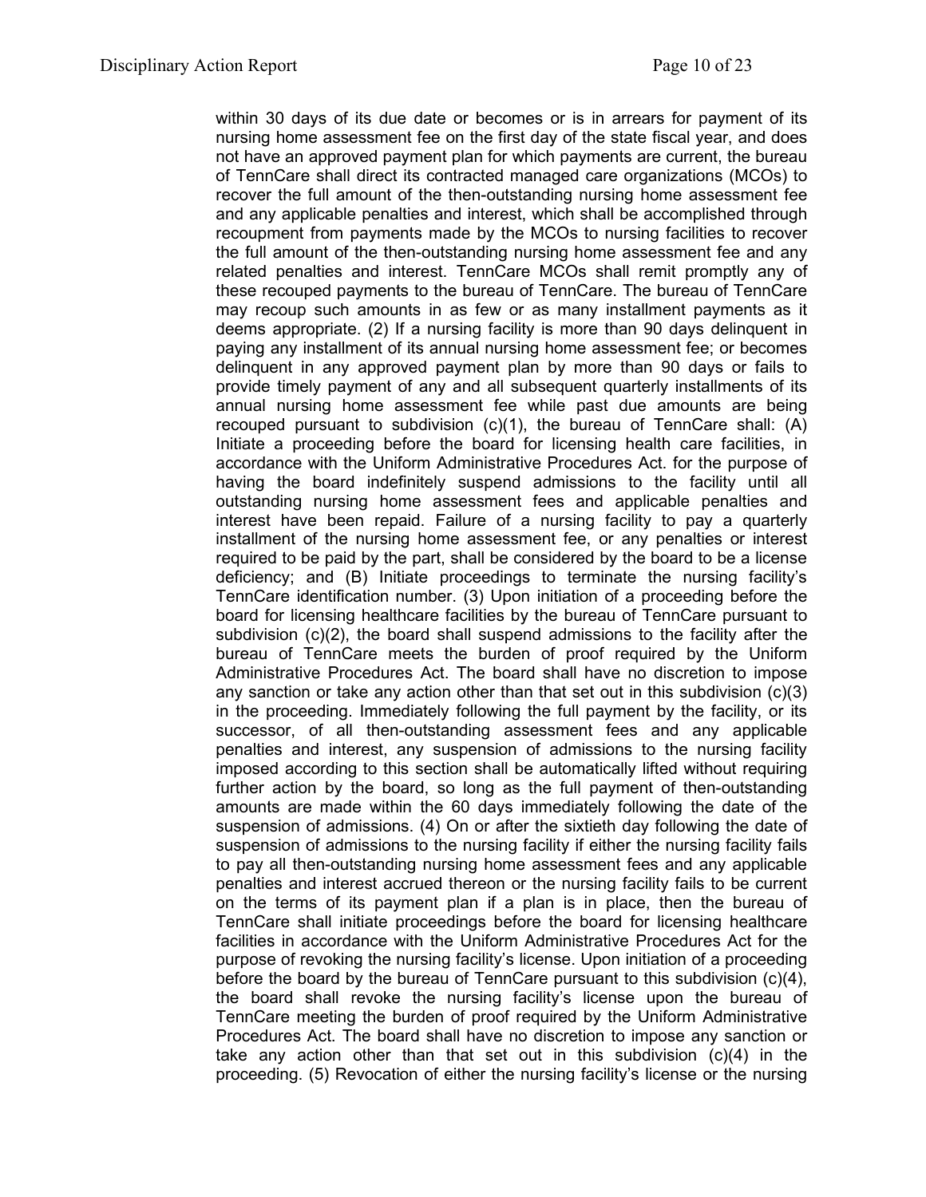within 30 days of its due date or becomes or is in arrears for payment of its nursing home assessment fee on the first day of the state fiscal year, and does not have an approved payment plan for which payments are current, the bureau of TennCare shall direct its contracted managed care organizations (MCOs) to recover the full amount of the then-outstanding nursing home assessment fee and any applicable penalties and interest, which shall be accomplished through recoupment from payments made by the MCOs to nursing facilities to recover the full amount of the then-outstanding nursing home assessment fee and any related penalties and interest. TennCare MCOs shall remit promptly any of these recouped payments to the bureau of TennCare. The bureau of TennCare may recoup such amounts in as few or as many installment payments as it deems appropriate. (2) If a nursing facility is more than 90 days delinquent in paying any installment of its annual nursing home assessment fee; or becomes delinquent in any approved payment plan by more than 90 days or fails to provide timely payment of any and all subsequent quarterly installments of its annual nursing home assessment fee while past due amounts are being recouped pursuant to subdivision (c)(1), the bureau of TennCare shall: (A) Initiate a proceeding before the board for licensing health care facilities, in accordance with the Uniform Administrative Procedures Act. for the purpose of having the board indefinitely suspend admissions to the facility until all outstanding nursing home assessment fees and applicable penalties and interest have been repaid. Failure of a nursing facility to pay a quarterly installment of the nursing home assessment fee, or any penalties or interest required to be paid by the part, shall be considered by the board to be a license deficiency; and (B) Initiate proceedings to terminate the nursing facility's TennCare identification number. (3) Upon initiation of a proceeding before the board for licensing healthcare facilities by the bureau of TennCare pursuant to subdivision (c)(2), the board shall suspend admissions to the facility after the bureau of TennCare meets the burden of proof required by the Uniform Administrative Procedures Act. The board shall have no discretion to impose any sanction or take any action other than that set out in this subdivision (c)(3) in the proceeding. Immediately following the full payment by the facility, or its successor, of all then-outstanding assessment fees and any applicable penalties and interest, any suspension of admissions to the nursing facility imposed according to this section shall be automatically lifted without requiring further action by the board, so long as the full payment of then-outstanding amounts are made within the 60 days immediately following the date of the suspension of admissions. (4) On or after the sixtieth day following the date of suspension of admissions to the nursing facility if either the nursing facility fails to pay all then-outstanding nursing home assessment fees and any applicable penalties and interest accrued thereon or the nursing facility fails to be current on the terms of its payment plan if a plan is in place, then the bureau of TennCare shall initiate proceedings before the board for licensing healthcare facilities in accordance with the Uniform Administrative Procedures Act for the purpose of revoking the nursing facility's license. Upon initiation of a proceeding before the board by the bureau of TennCare pursuant to this subdivision (c)(4), the board shall revoke the nursing facility's license upon the bureau of TennCare meeting the burden of proof required by the Uniform Administrative Procedures Act. The board shall have no discretion to impose any sanction or take any action other than that set out in this subdivision (c)(4) in the proceeding. (5) Revocation of either the nursing facility's license or the nursing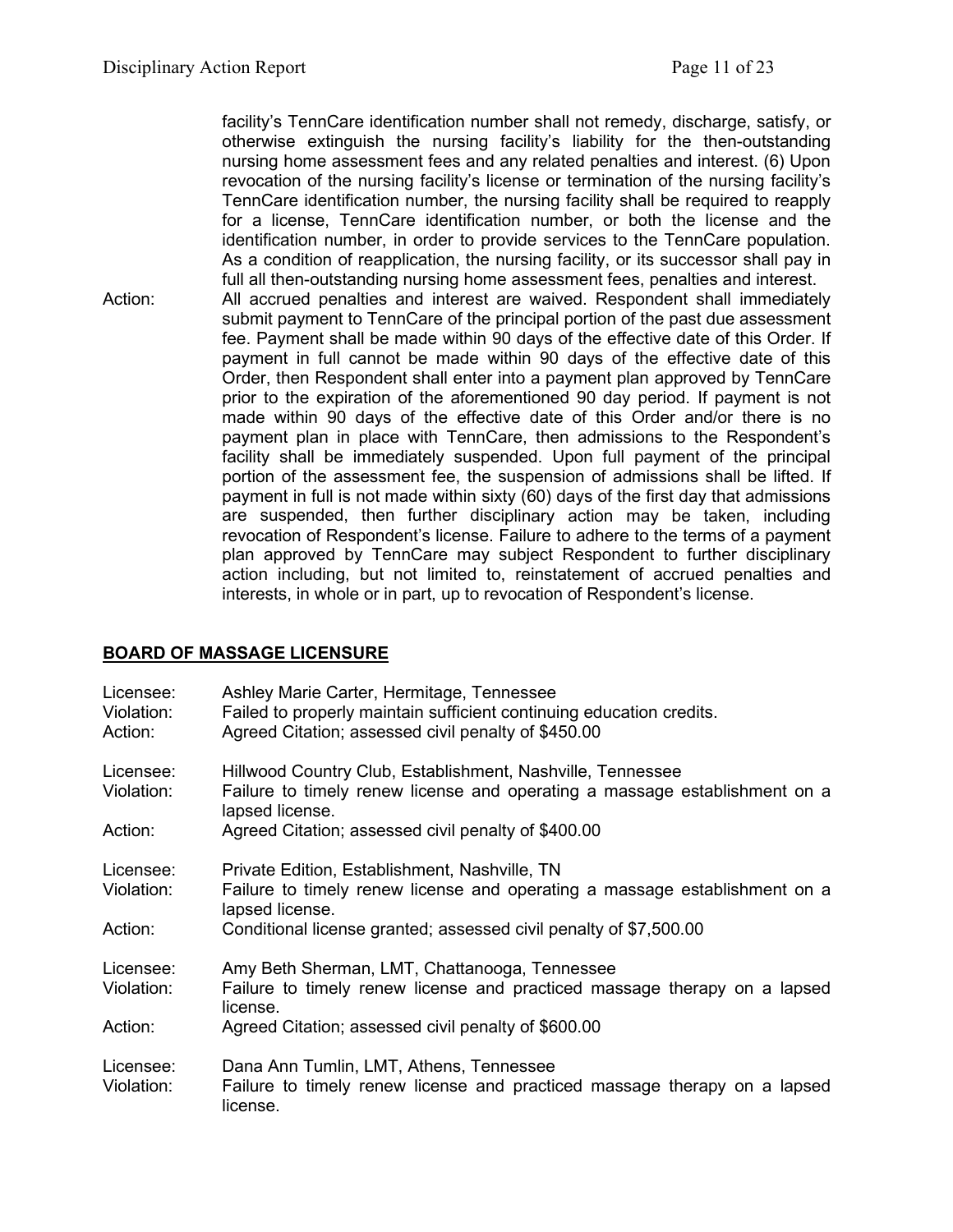facility's TennCare identification number shall not remedy, discharge, satisfy, or otherwise extinguish the nursing facility's liability for the then-outstanding nursing home assessment fees and any related penalties and interest. (6) Upon revocation of the nursing facility's license or termination of the nursing facility's TennCare identification number, the nursing facility shall be required to reapply for a license, TennCare identification number, or both the license and the identification number, in order to provide services to the TennCare population. As a condition of reapplication, the nursing facility, or its successor shall pay in full all then-outstanding nursing home assessment fees, penalties and interest.

Action: All accrued penalties and interest are waived. Respondent shall immediately submit payment to TennCare of the principal portion of the past due assessment fee. Payment shall be made within 90 days of the effective date of this Order. If payment in full cannot be made within 90 days of the effective date of this Order, then Respondent shall enter into a payment plan approved by TennCare prior to the expiration of the aforementioned 90 day period. If payment is not made within 90 days of the effective date of this Order and/or there is no payment plan in place with TennCare, then admissions to the Respondent's facility shall be immediately suspended. Upon full payment of the principal portion of the assessment fee, the suspension of admissions shall be lifted. If payment in full is not made within sixty (60) days of the first day that admissions are suspended, then further disciplinary action may be taken, including revocation of Respondent's license. Failure to adhere to the terms of a payment plan approved by TennCare may subject Respondent to further disciplinary action including, but not limited to, reinstatement of accrued penalties and interests, in whole or in part, up to revocation of Respondent's license.

## BOARD OF MASSAGE LICENSURE

Licensee: Ashley Marie Carter, Hermitage, Tennessee
Violation: Failed to properly maintain sufficient continuing education credits.
Action: Agreed Citation; assessed civil penalty of $450.00

Licensee: Hillwood Country Club, Establishment, Nashville, Tennessee
Violation: Failure to timely renew license and operating a massage establishment on a lapsed license.
Action: Agreed Citation; assessed civil penalty of $400.00

Licensee: Private Edition, Establishment, Nashville, TN
Violation: Failure to timely renew license and operating a massage establishment on a lapsed license.
Action: Conditional license granted; assessed civil penalty of $7,500.00

Licensee: Amy Beth Sherman, LMT, Chattanooga, Tennessee
Violation: Failure to timely renew license and practiced massage therapy on a lapsed license.
Action: Agreed Citation; assessed civil penalty of $600.00

Licensee: Dana Ann Tumlin, LMT, Athens, Tennessee
Violation: Failure to timely renew license and practiced massage therapy on a lapsed license.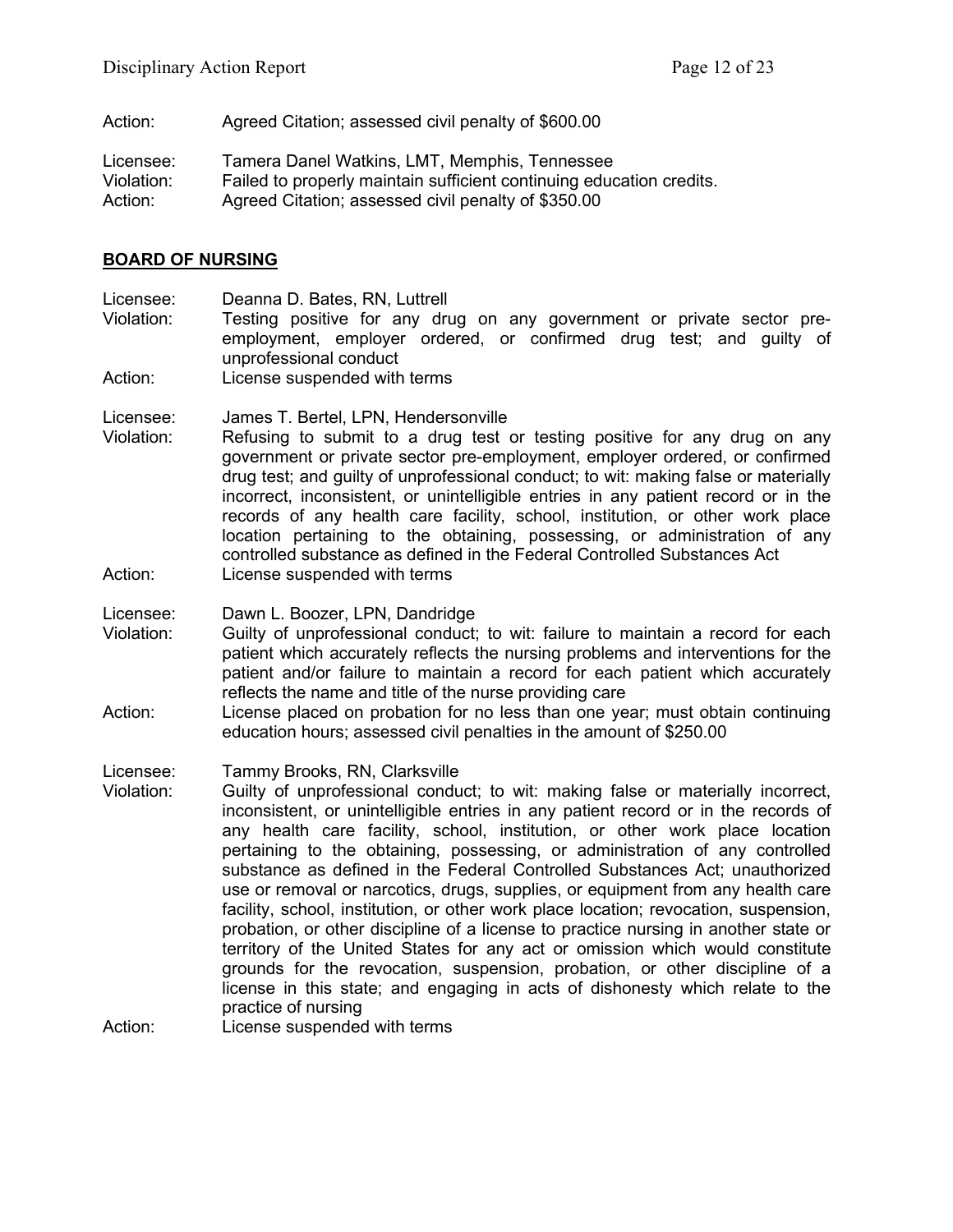Action: Agreed Citation; assessed civil penalty of $600.00

Licensee: Tamera Danel Watkins, LMT, Memphis, Tennessee
Violation: Failed to properly maintain sufficient continuing education credits.
Action: Agreed Citation; assessed civil penalty of $350.00

## BOARD OF NURSING

Licensee: Deanna D. Bates, RN, Luttrell
Violation: Testing positive for any drug on any government or private sector pre-employment, employer ordered, or confirmed drug test; and guilty of unprofessional conduct
Action: License suspended with terms

Licensee: James T. Bertel, LPN, Hendersonville
Violation: Refusing to submit to a drug test or testing positive for any drug on any government or private sector pre-employment, employer ordered, or confirmed drug test; and guilty of unprofessional conduct; to wit: making false or materially incorrect, inconsistent, or unintelligible entries in any patient record or in the records of any health care facility, school, institution, or other work place location pertaining to the obtaining, possessing, or administration of any controlled substance as defined in the Federal Controlled Substances Act
Action: License suspended with terms

Licensee: Dawn L. Boozer, LPN, Dandridge
Violation: Guilty of unprofessional conduct; to wit: failure to maintain a record for each patient which accurately reflects the nursing problems and interventions for the patient and/or failure to maintain a record for each patient which accurately reflects the name and title of the nurse providing care
Action: License placed on probation for no less than one year; must obtain continuing education hours; assessed civil penalties in the amount of $250.00

Licensee: Tammy Brooks, RN, Clarksville
Violation: Guilty of unprofessional conduct; to wit: making false or materially incorrect, inconsistent, or unintelligible entries in any patient record or in the records of any health care facility, school, institution, or other work place location pertaining to the obtaining, possessing, or administration of any controlled substance as defined in the Federal Controlled Substances Act; unauthorized use or removal or narcotics, drugs, supplies, or equipment from any health care facility, school, institution, or other work place location; revocation, suspension, probation, or other discipline of a license to practice nursing in another state or territory of the United States for any act or omission which would constitute grounds for the revocation, suspension, probation, or other discipline of a license in this state; and engaging in acts of dishonesty which relate to the practice of nursing
Action: License suspended with terms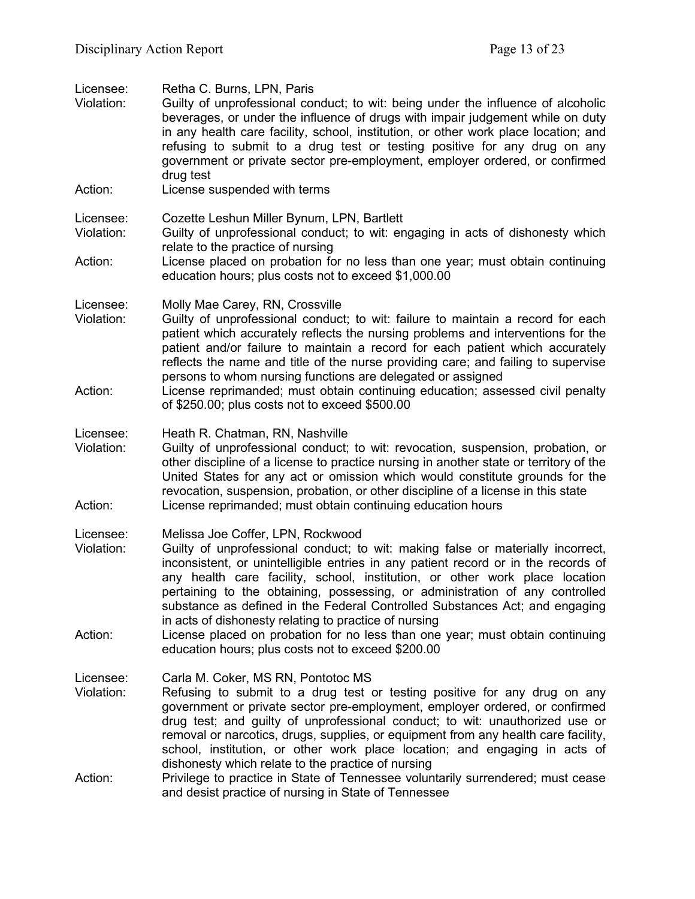Licensee: Retha C. Burns, LPN, Paris
Violation: Guilty of unprofessional conduct; to wit: being under the influence of alcoholic beverages, or under the influence of drugs with impair judgement while on duty in any health care facility, school, institution, or other work place location; and refusing to submit to a drug test or testing positive for any drug on any government or private sector pre-employment, employer ordered, or confirmed drug test
Action: License suspended with terms

Licensee: Cozette Leshun Miller Bynum, LPN, Bartlett
Violation: Guilty of unprofessional conduct; to wit: engaging in acts of dishonesty which relate to the practice of nursing
Action: License placed on probation for no less than one year; must obtain continuing education hours; plus costs not to exceed $1,000.00

Licensee: Molly Mae Carey, RN, Crossville
Violation: Guilty of unprofessional conduct; to wit: failure to maintain a record for each patient which accurately reflects the nursing problems and interventions for the patient and/or failure to maintain a record for each patient which accurately reflects the name and title of the nurse providing care; and failing to supervise persons to whom nursing functions are delegated or assigned
Action: License reprimanded; must obtain continuing education; assessed civil penalty of $250.00; plus costs not to exceed $500.00

Licensee: Heath R. Chatman, RN, Nashville
Violation: Guilty of unprofessional conduct; to wit: revocation, suspension, probation, or other discipline of a license to practice nursing in another state or territory of the United States for any act or omission which would constitute grounds for the revocation, suspension, probation, or other discipline of a license in this state
Action: License reprimanded; must obtain continuing education hours

Licensee: Melissa Joe Coffer, LPN, Rockwood
Violation: Guilty of unprofessional conduct; to wit: making false or materially incorrect, inconsistent, or unintelligible entries in any patient record or in the records of any health care facility, school, institution, or other work place location pertaining to the obtaining, possessing, or administration of any controlled substance as defined in the Federal Controlled Substances Act; and engaging in acts of dishonesty relating to practice of nursing
Action: License placed on probation for no less than one year; must obtain continuing education hours; plus costs not to exceed $200.00

Licensee: Carla M. Coker, MS RN, Pontotoc MS
Violation: Refusing to submit to a drug test or testing positive for any drug on any government or private sector pre-employment, employer ordered, or confirmed drug test; and guilty of unprofessional conduct; to wit: unauthorized use or removal or narcotics, drugs, supplies, or equipment from any health care facility, school, institution, or other work place location; and engaging in acts of dishonesty which relate to the practice of nursing
Action: Privilege to practice in State of Tennessee voluntarily surrendered; must cease and desist practice of nursing in State of Tennessee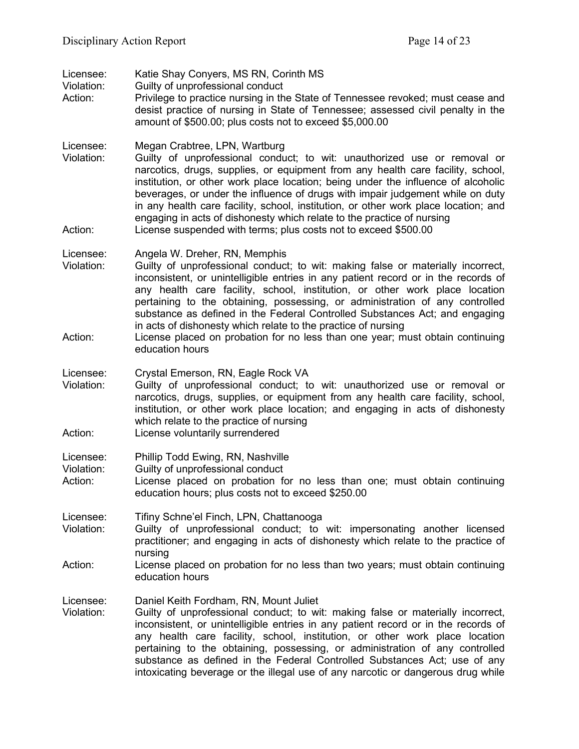Licensee: Katie Shay Conyers, MS RN, Corinth MS
Violation: Guilty of unprofessional conduct
Action: Privilege to practice nursing in the State of Tennessee revoked; must cease and desist practice of nursing in State of Tennessee; assessed civil penalty in the amount of $500.00; plus costs not to exceed $5,000.00

Licensee: Megan Crabtree, LPN, Wartburg
Violation: Guilty of unprofessional conduct; to wit: unauthorized use or removal or narcotics, drugs, supplies, or equipment from any health care facility, school, institution, or other work place location; being under the influence of alcoholic beverages, or under the influence of drugs with impair judgement while on duty in any health care facility, school, institution, or other work place location; and engaging in acts of dishonesty which relate to the practice of nursing
Action: License suspended with terms; plus costs not to exceed $500.00

Licensee: Angela W. Dreher, RN, Memphis
Violation: Guilty of unprofessional conduct; to wit: making false or materially incorrect, inconsistent, or unintelligible entries in any patient record or in the records of any health care facility, school, institution, or other work place location pertaining to the obtaining, possessing, or administration of any controlled substance as defined in the Federal Controlled Substances Act; and engaging in acts of dishonesty which relate to the practice of nursing
Action: License placed on probation for no less than one year; must obtain continuing education hours

Licensee: Crystal Emerson, RN, Eagle Rock VA
Violation: Guilty of unprofessional conduct; to wit: unauthorized use or removal or narcotics, drugs, supplies, or equipment from any health care facility, school, institution, or other work place location; and engaging in acts of dishonesty which relate to the practice of nursing
Action: License voluntarily surrendered

Licensee: Phillip Todd Ewing, RN, Nashville
Violation: Guilty of unprofessional conduct
Action: License placed on probation for no less than one; must obtain continuing education hours; plus costs not to exceed $250.00

Licensee: Tifiny Schne'el Finch, LPN, Chattanooga
Violation: Guilty of unprofessional conduct; to wit: impersonating another licensed practitioner; and engaging in acts of dishonesty which relate to the practice of nursing
Action: License placed on probation for no less than two years; must obtain continuing education hours

Licensee: Daniel Keith Fordham, RN, Mount Juliet
Violation: Guilty of unprofessional conduct; to wit: making false or materially incorrect, inconsistent, or unintelligible entries in any patient record or in the records of any health care facility, school, institution, or other work place location pertaining to the obtaining, possessing, or administration of any controlled substance as defined in the Federal Controlled Substances Act; use of any intoxicating beverage or the illegal use of any narcotic or dangerous drug while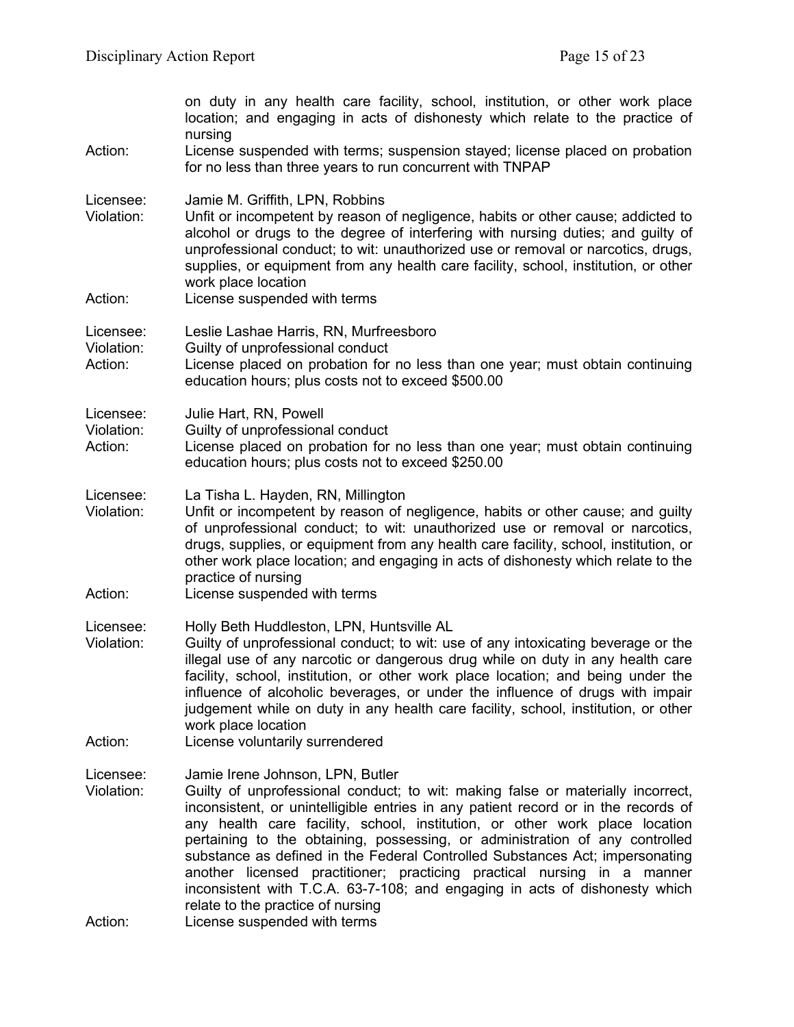on duty in any health care facility, school, institution, or other work place location; and engaging in acts of dishonesty which relate to the practice of nursing

Action: License suspended with terms; suspension stayed; license placed on probation for no less than three years to run concurrent with TNPAP

Licensee: Jamie M. Griffith, LPN, Robbins

Violation: Unfit or incompetent by reason of negligence, habits or other cause; addicted to alcohol or drugs to the degree of interfering with nursing duties; and guilty of unprofessional conduct; to wit: unauthorized use or removal or narcotics, drugs, supplies, or equipment from any health care facility, school, institution, or other work place location

Action: License suspended with terms

Licensee: Leslie Lashae Harris, RN, Murfreesboro

Violation: Guilty of unprofessional conduct

Action: License placed on probation for no less than one year; must obtain continuing education hours; plus costs not to exceed $500.00

Licensee: Julie Hart, RN, Powell

Violation: Guilty of unprofessional conduct

Action: License placed on probation for no less than one year; must obtain continuing education hours; plus costs not to exceed $250.00

Licensee: La Tisha L. Hayden, RN, Millington

Violation: Unfit or incompetent by reason of negligence, habits or other cause; and guilty of unprofessional conduct; to wit: unauthorized use or removal or narcotics, drugs, supplies, or equipment from any health care facility, school, institution, or other work place location; and engaging in acts of dishonesty which relate to the practice of nursing

Action: License suspended with terms

Licensee: Holly Beth Huddleston, LPN, Huntsville AL

Violation: Guilty of unprofessional conduct; to wit: use of any intoxicating beverage or the illegal use of any narcotic or dangerous drug while on duty in any health care facility, school, institution, or other work place location; and being under the influence of alcoholic beverages, or under the influence of drugs with impair judgement while on duty in any health care facility, school, institution, or other work place location

Action: License voluntarily surrendered

Licensee: Jamie Irene Johnson, LPN, Butler

Violation: Guilty of unprofessional conduct; to wit: making false or materially incorrect, inconsistent, or unintelligible entries in any patient record or in the records of any health care facility, school, institution, or other work place location pertaining to the obtaining, possessing, or administration of any controlled substance as defined in the Federal Controlled Substances Act; impersonating another licensed practitioner; practicing practical nursing in a manner inconsistent with T.C.A. 63-7-108; and engaging in acts of dishonesty which relate to the practice of nursing

Action: License suspended with terms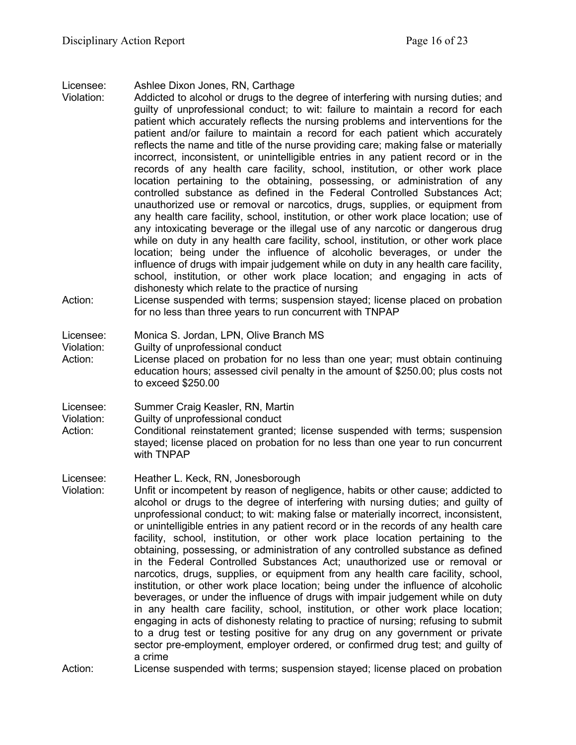Licensee: Ashlee Dixon Jones, RN, Carthage
Violation: Addicted to alcohol or drugs to the degree of interfering with nursing duties; and guilty of unprofessional conduct; to wit: failure to maintain a record for each patient which accurately reflects the nursing problems and interventions for the patient and/or failure to maintain a record for each patient which accurately reflects the name and title of the nurse providing care; making false or materially incorrect, inconsistent, or unintelligible entries in any patient record or in the records of any health care facility, school, institution, or other work place location pertaining to the obtaining, possessing, or administration of any controlled substance as defined in the Federal Controlled Substances Act; unauthorized use or removal or narcotics, drugs, supplies, or equipment from any health care facility, school, institution, or other work place location; use of any intoxicating beverage or the illegal use of any narcotic or dangerous drug while on duty in any health care facility, school, institution, or other work place location; being under the influence of alcoholic beverages, or under the influence of drugs with impair judgement while on duty in any health care facility, school, institution, or other work place location; and engaging in acts of dishonesty which relate to the practice of nursing
Action: License suspended with terms; suspension stayed; license placed on probation for no less than three years to run concurrent with TNPAP

Licensee: Monica S. Jordan, LPN, Olive Branch MS
Violation: Guilty of unprofessional conduct
Action: License placed on probation for no less than one year; must obtain continuing education hours; assessed civil penalty in the amount of $250.00; plus costs not to exceed $250.00

Licensee: Summer Craig Keasler, RN, Martin
Violation: Guilty of unprofessional conduct
Action: Conditional reinstatement granted; license suspended with terms; suspension stayed; license placed on probation for no less than one year to run concurrent with TNPAP

Licensee: Heather L. Keck, RN, Jonesborough
Violation: Unfit or incompetent by reason of negligence, habits or other cause; addicted to alcohol or drugs to the degree of interfering with nursing duties; and guilty of unprofessional conduct; to wit: making false or materially incorrect, inconsistent, or unintelligible entries in any patient record or in the records of any health care facility, school, institution, or other work place location pertaining to the obtaining, possessing, or administration of any controlled substance as defined in the Federal Controlled Substances Act; unauthorized use or removal or narcotics, drugs, supplies, or equipment from any health care facility, school, institution, or other work place location; being under the influence of alcoholic beverages, or under the influence of drugs with impair judgement while on duty in any health care facility, school, institution, or other work place location; engaging in acts of dishonesty relating to practice of nursing; refusing to submit to a drug test or testing positive for any drug on any government or private sector pre-employment, employer ordered, or confirmed drug test; and guilty of a crime
Action: License suspended with terms; suspension stayed; license placed on probation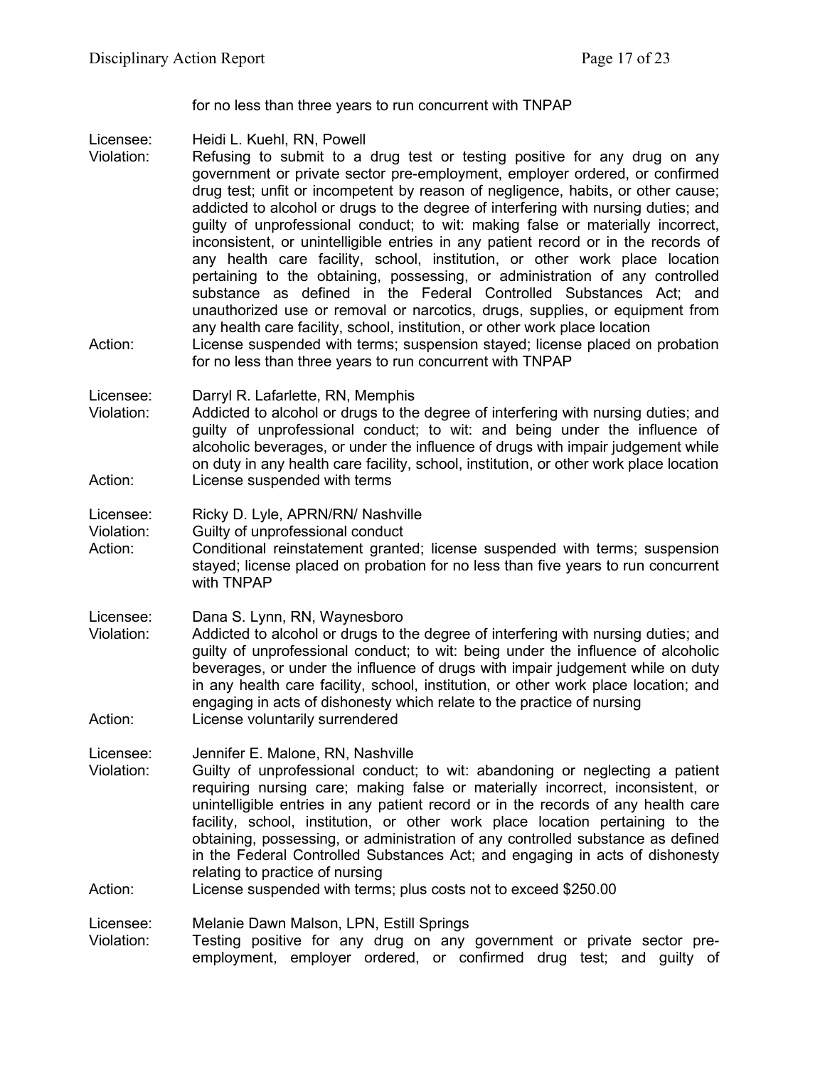for no less than three years to run concurrent with TNPAP

Licensee: Heidi L. Kuehl, RN, Powell
Violation: Refusing to submit to a drug test or testing positive for any drug on any government or private sector pre-employment, employer ordered, or confirmed drug test; unfit or incompetent by reason of negligence, habits, or other cause; addicted to alcohol or drugs to the degree of interfering with nursing duties; and guilty of unprofessional conduct; to wit: making false or materially incorrect, inconsistent, or unintelligible entries in any patient record or in the records of any health care facility, school, institution, or other work place location pertaining to the obtaining, possessing, or administration of any controlled substance as defined in the Federal Controlled Substances Act; and unauthorized use or removal or narcotics, drugs, supplies, or equipment from any health care facility, school, institution, or other work place location
Action: License suspended with terms; suspension stayed; license placed on probation for no less than three years to run concurrent with TNPAP

Licensee: Darryl R. Lafarlette, RN, Memphis
Violation: Addicted to alcohol or drugs to the degree of interfering with nursing duties; and guilty of unprofessional conduct; to wit: and being under the influence of alcoholic beverages, or under the influence of drugs with impair judgement while on duty in any health care facility, school, institution, or other work place location
Action: License suspended with terms

Licensee: Ricky D. Lyle, APRN/RN/ Nashville
Violation: Guilty of unprofessional conduct
Action: Conditional reinstatement granted; license suspended with terms; suspension stayed; license placed on probation for no less than five years to run concurrent with TNPAP

Licensee: Dana S. Lynn, RN, Waynesboro
Violation: Addicted to alcohol or drugs to the degree of interfering with nursing duties; and guilty of unprofessional conduct; to wit: being under the influence of alcoholic beverages, or under the influence of drugs with impair judgement while on duty in any health care facility, school, institution, or other work place location; and engaging in acts of dishonesty which relate to the practice of nursing
Action: License voluntarily surrendered

Licensee: Jennifer E. Malone, RN, Nashville
Violation: Guilty of unprofessional conduct; to wit: abandoning or neglecting a patient requiring nursing care; making false or materially incorrect, inconsistent, or unintelligible entries in any patient record or in the records of any health care facility, school, institution, or other work place location pertaining to the obtaining, possessing, or administration of any controlled substance as defined in the Federal Controlled Substances Act; and engaging in acts of dishonesty relating to practice of nursing
Action: License suspended with terms; plus costs not to exceed $250.00

Licensee: Melanie Dawn Malson, LPN, Estill Springs
Violation: Testing positive for any drug on any government or private sector pre-employment, employer ordered, or confirmed drug test; and guilty of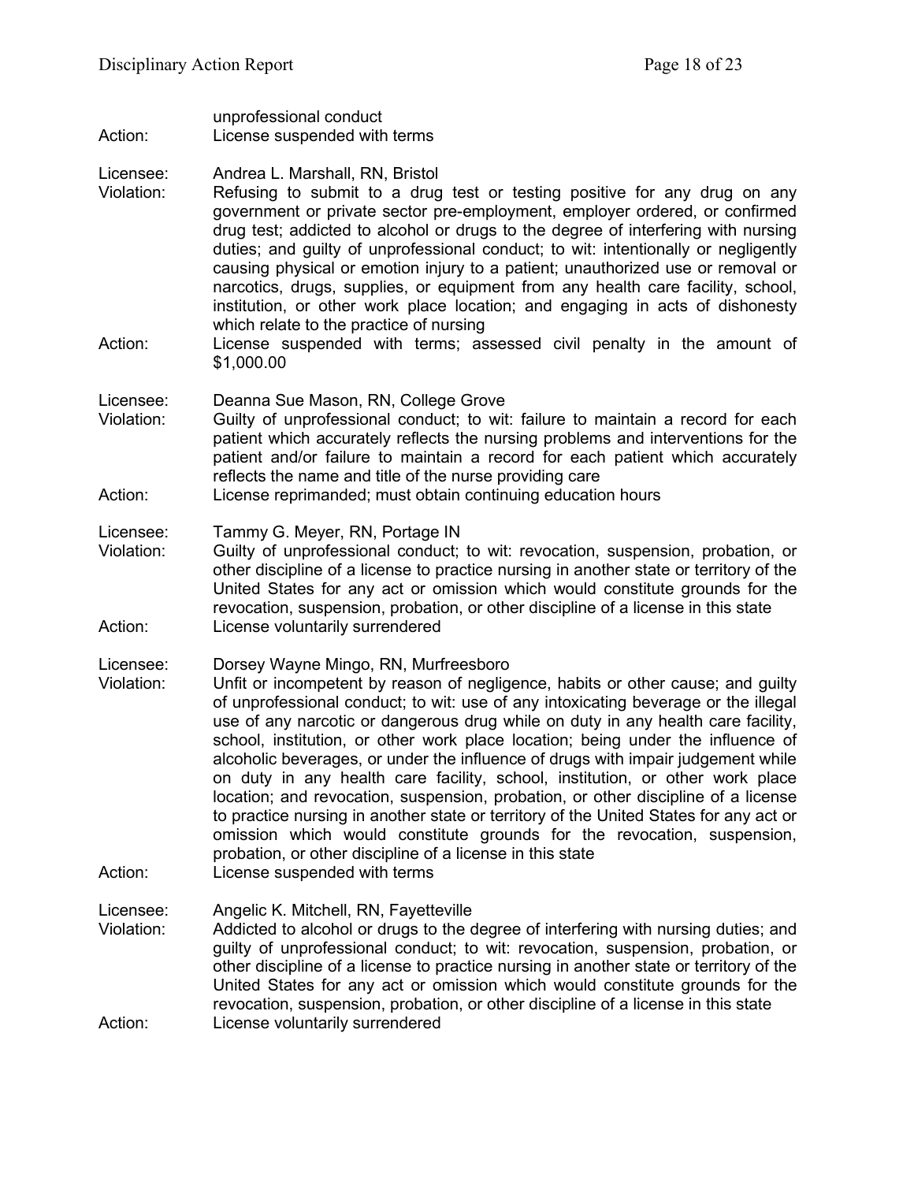unprofessional conduct
Action: License suspended with terms

Licensee: Andrea L. Marshall, RN, Bristol
Violation: Refusing to submit to a drug test or testing positive for any drug on any government or private sector pre-employment, employer ordered, or confirmed drug test; addicted to alcohol or drugs to the degree of interfering with nursing duties; and guilty of unprofessional conduct; to wit: intentionally or negligently causing physical or emotion injury to a patient; unauthorized use or removal or narcotics, drugs, supplies, or equipment from any health care facility, school, institution, or other work place location; and engaging in acts of dishonesty which relate to the practice of nursing
Action: License suspended with terms; assessed civil penalty in the amount of $1,000.00

Licensee: Deanna Sue Mason, RN, College Grove
Violation: Guilty of unprofessional conduct; to wit: failure to maintain a record for each patient which accurately reflects the nursing problems and interventions for the patient and/or failure to maintain a record for each patient which accurately reflects the name and title of the nurse providing care
Action: License reprimanded; must obtain continuing education hours

Licensee: Tammy G. Meyer, RN, Portage IN
Violation: Guilty of unprofessional conduct; to wit: revocation, suspension, probation, or other discipline of a license to practice nursing in another state or territory of the United States for any act or omission which would constitute grounds for the revocation, suspension, probation, or other discipline of a license in this state
Action: License voluntarily surrendered

Licensee: Dorsey Wayne Mingo, RN, Murfreesboro
Violation: Unfit or incompetent by reason of negligence, habits or other cause; and guilty of unprofessional conduct; to wit: use of any intoxicating beverage or the illegal use of any narcotic or dangerous drug while on duty in any health care facility, school, institution, or other work place location; being under the influence of alcoholic beverages, or under the influence of drugs with impair judgement while on duty in any health care facility, school, institution, or other work place location; and revocation, suspension, probation, or other discipline of a license to practice nursing in another state or territory of the United States for any act or omission which would constitute grounds for the revocation, suspension, probation, or other discipline of a license in this state
Action: License suspended with terms

Licensee: Angelic K. Mitchell, RN, Fayetteville
Violation: Addicted to alcohol or drugs to the degree of interfering with nursing duties; and guilty of unprofessional conduct; to wit: revocation, suspension, probation, or other discipline of a license to practice nursing in another state or territory of the United States for any act or omission which would constitute grounds for the revocation, suspension, probation, or other discipline of a license in this state
Action: License voluntarily surrendered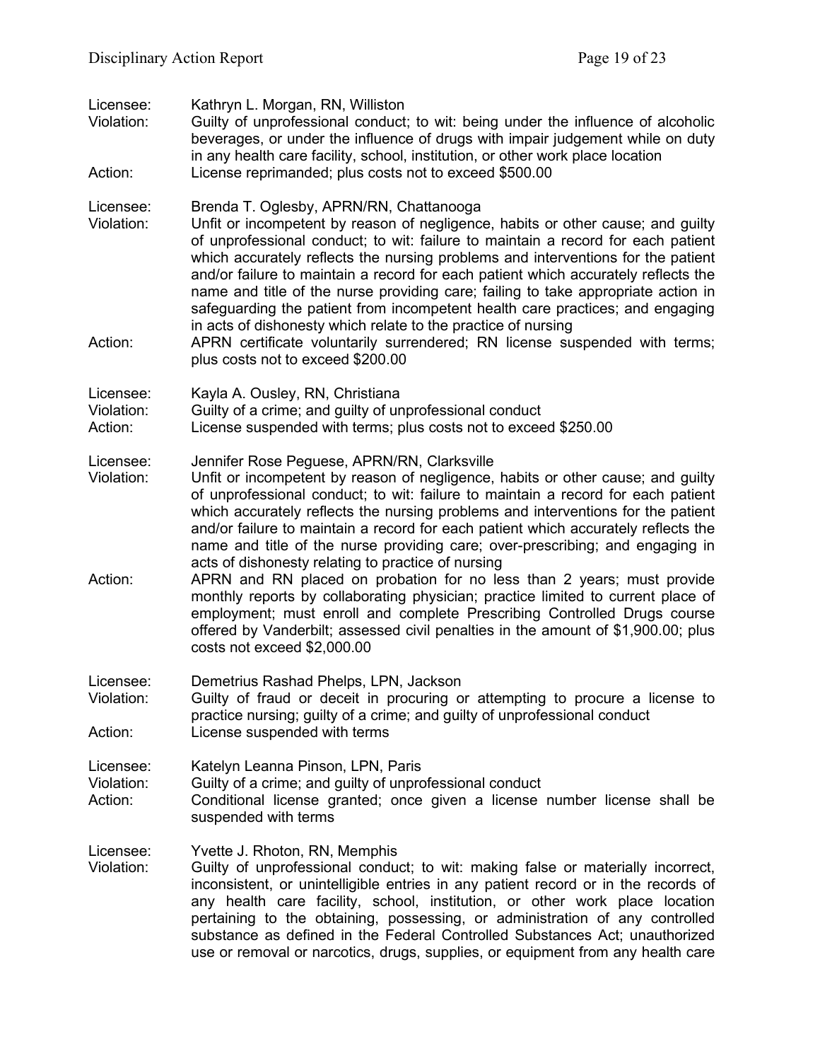Licensee: Kathryn L. Morgan, RN, Williston
Violation: Guilty of unprofessional conduct; to wit: being under the influence of alcoholic beverages, or under the influence of drugs with impair judgement while on duty in any health care facility, school, institution, or other work place location
Action: License reprimanded; plus costs not to exceed $500.00

Licensee: Brenda T. Oglesby, APRN/RN, Chattanooga
Violation: Unfit or incompetent by reason of negligence, habits or other cause; and guilty of unprofessional conduct; to wit: failure to maintain a record for each patient which accurately reflects the nursing problems and interventions for the patient and/or failure to maintain a record for each patient which accurately reflects the name and title of the nurse providing care; failing to take appropriate action in safeguarding the patient from incompetent health care practices; and engaging in acts of dishonesty which relate to the practice of nursing
Action: APRN certificate voluntarily surrendered; RN license suspended with terms; plus costs not to exceed $200.00

Licensee: Kayla A. Ousley, RN, Christiana
Violation: Guilty of a crime; and guilty of unprofessional conduct
Action: License suspended with terms; plus costs not to exceed $250.00

Licensee: Jennifer Rose Peguese, APRN/RN, Clarksville
Violation: Unfit or incompetent by reason of negligence, habits or other cause; and guilty of unprofessional conduct; to wit: failure to maintain a record for each patient which accurately reflects the nursing problems and interventions for the patient and/or failure to maintain a record for each patient which accurately reflects the name and title of the nurse providing care; over-prescribing; and engaging in acts of dishonesty relating to practice of nursing
Action: APRN and RN placed on probation for no less than 2 years; must provide monthly reports by collaborating physician; practice limited to current place of employment; must enroll and complete Prescribing Controlled Drugs course offered by Vanderbilt; assessed civil penalties in the amount of $1,900.00; plus costs not exceed $2,000.00

Licensee: Demetrius Rashad Phelps, LPN, Jackson
Violation: Guilty of fraud or deceit in procuring or attempting to procure a license to practice nursing; guilty of a crime; and guilty of unprofessional conduct
Action: License suspended with terms

Licensee: Katelyn Leanna Pinson, LPN, Paris
Violation: Guilty of a crime; and guilty of unprofessional conduct
Action: Conditional license granted; once given a license number license shall be suspended with terms

Licensee: Yvette J. Rhoton, RN, Memphis
Violation: Guilty of unprofessional conduct; to wit: making false or materially incorrect, inconsistent, or unintelligible entries in any patient record or in the records of any health care facility, school, institution, or other work place location pertaining to the obtaining, possessing, or administration of any controlled substance as defined in the Federal Controlled Substances Act; unauthorized use or removal or narcotics, drugs, supplies, or equipment from any health care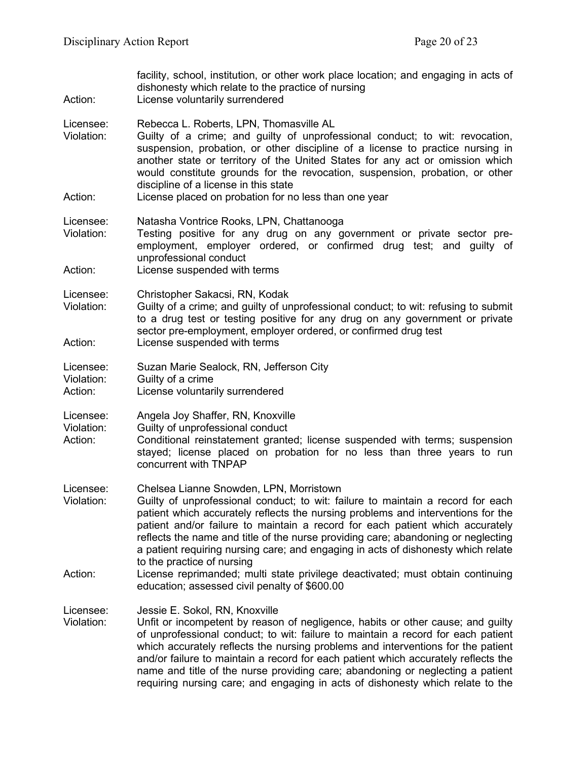| | |
|---|---|
| | facility, school, institution, or other work place location; and engaging in acts of dishonesty which relate to the practice of nursing |
| Action: | License voluntarily surrendered |

| | |
|---|---|
| Licensee: | Rebecca L. Roberts, LPN, Thomasville AL |
| Violation: | Guilty of a crime; and guilty of unprofessional conduct; to wit: revocation, suspension, probation, or other discipline of a license to practice nursing in another state or territory of the United States for any act or omission which would constitute grounds for the revocation, suspension, probation, or other discipline of a license in this state |
| Action: | License placed on probation for no less than one year |

| | |
|---|---|
| Licensee: | Natasha Vontrice Rooks, LPN, Chattanooga |
| Violation: | Testing positive for any drug on any government or private sector pre-employment, employer ordered, or confirmed drug test; and guilty of unprofessional conduct |
| Action: | License suspended with terms |

| | |
|---|---|
| Licensee: | Christopher Sakacsi, RN, Kodak |
| Violation: | Guilty of a crime; and guilty of unprofessional conduct; to wit: refusing to submit to a drug test or testing positive for any drug on any government or private sector pre-employment, employer ordered, or confirmed drug test |
| Action: | License suspended with terms |

| | |
|---|---|
| Licensee: | Suzan Marie Sealock, RN, Jefferson City |
| Violation: | Guilty of a crime |
| Action: | License voluntarily surrendered |

| | |
|---|---|
| Licensee: | Angela Joy Shaffer, RN, Knoxville |
| Violation: | Guilty of unprofessional conduct |
| Action: | Conditional reinstatement granted; license suspended with terms; suspension stayed; license placed on probation for no less than three years to run concurrent with TNPAP |

| | |
|---|---|
| Licensee: | Chelsea Lianne Snowden, LPN, Morristown |
| Violation: | Guilty of unprofessional conduct; to wit: failure to maintain a record for each patient which accurately reflects the nursing problems and interventions for the patient and/or failure to maintain a record for each patient which accurately reflects the name and title of the nurse providing care; abandoning or neglecting a patient requiring nursing care; and engaging in acts of dishonesty which relate to the practice of nursing |
| Action: | License reprimanded; multi state privilege deactivated; must obtain continuing education; assessed civil penalty of $600.00 |

| | |
|---|---|
| Licensee: | Jessie E. Sokol, RN, Knoxville |
| Violation: | Unfit or incompetent by reason of negligence, habits or other cause; and guilty of unprofessional conduct; to wit: failure to maintain a record for each patient which accurately reflects the nursing problems and interventions for the patient and/or failure to maintain a record for each patient which accurately reflects the name and title of the nurse providing care; abandoning or neglecting a patient requiring nursing care; and engaging in acts of dishonesty which relate to the |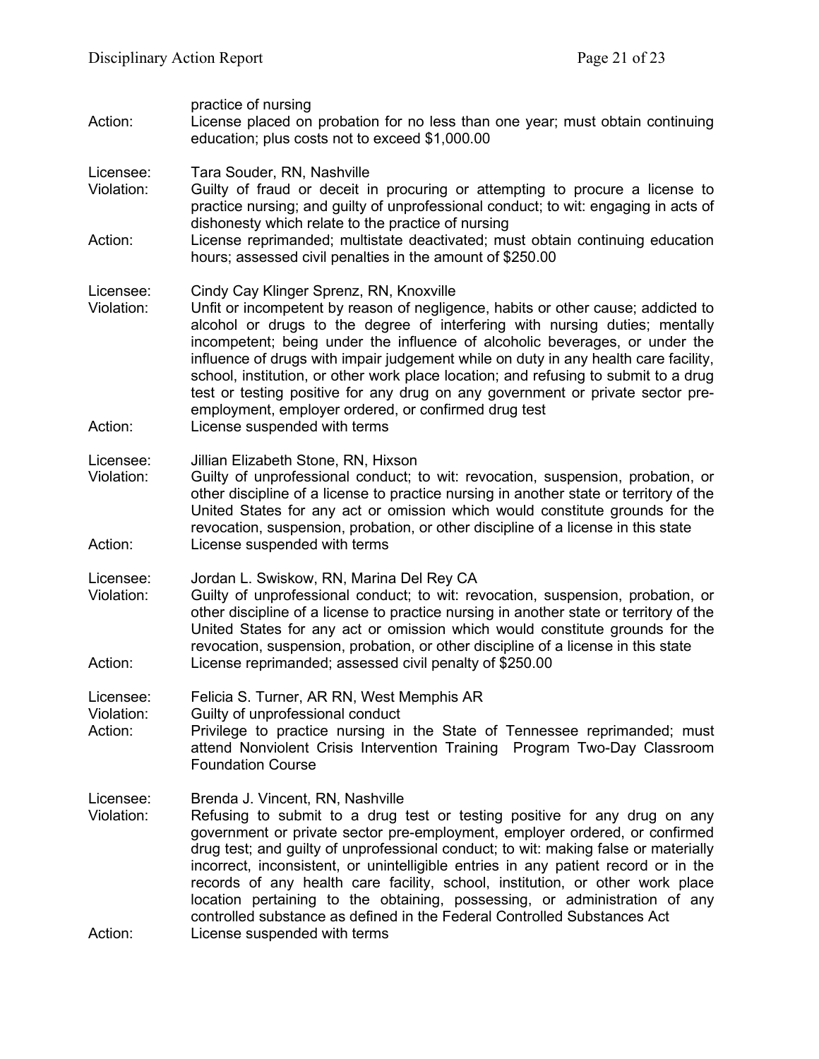practice of nursing

Action: License placed on probation for no less than one year; must obtain continuing education; plus costs not to exceed $1,000.00

Licensee: Tara Souder, RN, Nashville
Violation: Guilty of fraud or deceit in procuring or attempting to procure a license to practice nursing; and guilty of unprofessional conduct; to wit: engaging in acts of dishonesty which relate to the practice of nursing
Action: License reprimanded; multistate deactivated; must obtain continuing education hours; assessed civil penalties in the amount of $250.00

Licensee: Cindy Cay Klinger Sprenz, RN, Knoxville
Violation: Unfit or incompetent by reason of negligence, habits or other cause; addicted to alcohol or drugs to the degree of interfering with nursing duties; mentally incompetent; being under the influence of alcoholic beverages, or under the influence of drugs with impair judgement while on duty in any health care facility, school, institution, or other work place location; and refusing to submit to a drug test or testing positive for any drug on any government or private sector pre-employment, employer ordered, or confirmed drug test
Action: License suspended with terms

Licensee: Jillian Elizabeth Stone, RN, Hixson
Violation: Guilty of unprofessional conduct; to wit: revocation, suspension, probation, or other discipline of a license to practice nursing in another state or territory of the United States for any act or omission which would constitute grounds for the revocation, suspension, probation, or other discipline of a license in this state
Action: License suspended with terms

Licensee: Jordan L. Swiskow, RN, Marina Del Rey CA
Violation: Guilty of unprofessional conduct; to wit: revocation, suspension, probation, or other discipline of a license to practice nursing in another state or territory of the United States for any act or omission which would constitute grounds for the revocation, suspension, probation, or other discipline of a license in this state
Action: License reprimanded; assessed civil penalty of $250.00

Licensee: Felicia S. Turner, AR RN, West Memphis AR
Violation: Guilty of unprofessional conduct
Action: Privilege to practice nursing in the State of Tennessee reprimanded; must attend Nonviolent Crisis Intervention Training Program Two-Day Classroom Foundation Course

Licensee: Brenda J. Vincent, RN, Nashville
Violation: Refusing to submit to a drug test or testing positive for any drug on any government or private sector pre-employment, employer ordered, or confirmed drug test; and guilty of unprofessional conduct; to wit: making false or materially incorrect, inconsistent, or unintelligible entries in any patient record or in the records of any health care facility, school, institution, or other work place location pertaining to the obtaining, possessing, or administration of any controlled substance as defined in the Federal Controlled Substances Act
Action: License suspended with terms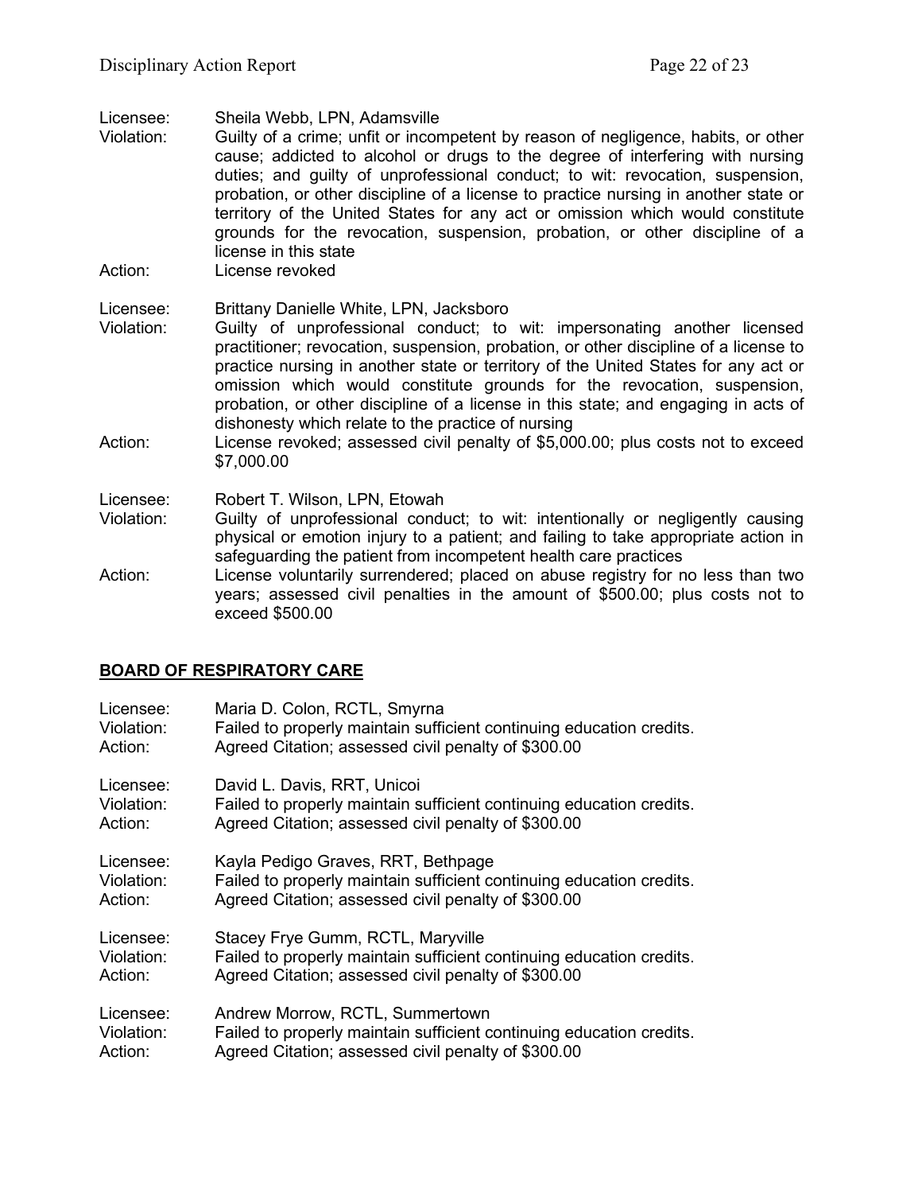Licensee: Sheila Webb, LPN, Adamsville
Violation: Guilty of a crime; unfit or incompetent by reason of negligence, habits, or other cause; addicted to alcohol or drugs to the degree of interfering with nursing duties; and guilty of unprofessional conduct; to wit: revocation, suspension, probation, or other discipline of a license to practice nursing in another state or territory of the United States for any act or omission which would constitute grounds for the revocation, suspension, probation, or other discipline of a license in this state
Action: License revoked

Licensee: Brittany Danielle White, LPN, Jacksboro
Violation: Guilty of unprofessional conduct; to wit: impersonating another licensed practitioner; revocation, suspension, probation, or other discipline of a license to practice nursing in another state or territory of the United States for any act or omission which would constitute grounds for the revocation, suspension, probation, or other discipline of a license in this state; and engaging in acts of dishonesty which relate to the practice of nursing
Action: License revoked; assessed civil penalty of $5,000.00; plus costs not to exceed $7,000.00

Licensee: Robert T. Wilson, LPN, Etowah
Violation: Guilty of unprofessional conduct; to wit: intentionally or negligently causing physical or emotion injury to a patient; and failing to take appropriate action in safeguarding the patient from incompetent health care practices
Action: License voluntarily surrendered; placed on abuse registry for no less than two years; assessed civil penalties in the amount of $500.00; plus costs not to exceed $500.00

## BOARD OF RESPIRATORY CARE

Licensee: Maria D. Colon, RCTL, Smyrna
Violation: Failed to properly maintain sufficient continuing education credits.
Action: Agreed Citation; assessed civil penalty of $300.00

Licensee: David L. Davis, RRT, Unicoi
Violation: Failed to properly maintain sufficient continuing education credits.
Action: Agreed Citation; assessed civil penalty of $300.00

Licensee: Kayla Pedigo Graves, RRT, Bethpage
Violation: Failed to properly maintain sufficient continuing education credits.
Action: Agreed Citation; assessed civil penalty of $300.00

Licensee: Stacey Frye Gumm, RCTL, Maryville
Violation: Failed to properly maintain sufficient continuing education credits.
Action: Agreed Citation; assessed civil penalty of $300.00

Licensee: Andrew Morrow, RCTL, Summertown
Violation: Failed to properly maintain sufficient continuing education credits.
Action: Agreed Citation; assessed civil penalty of $300.00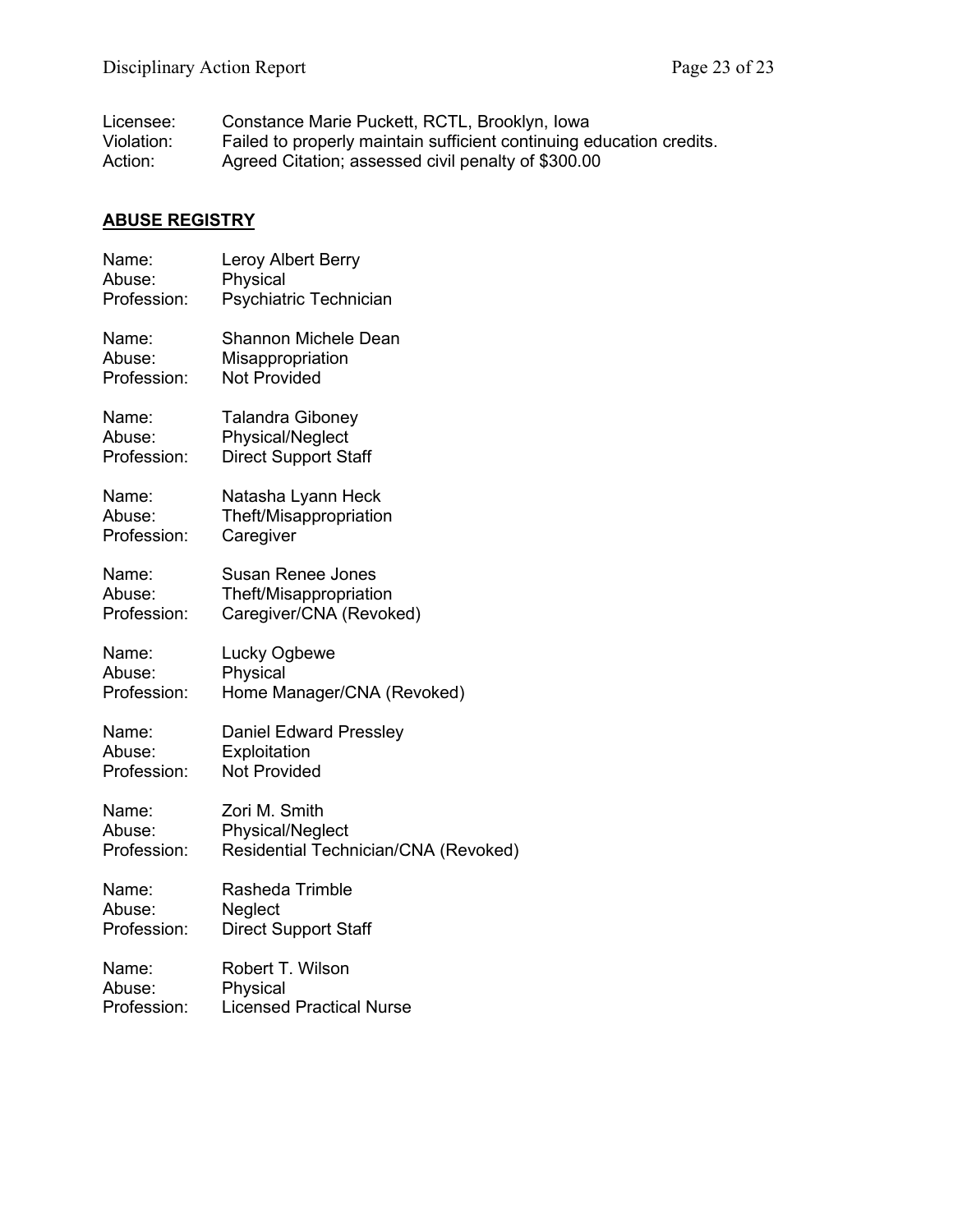Licensee: Constance Marie Puckett, RCTL, Brooklyn, Iowa
Violation: Failed to properly maintain sufficient continuing education credits.
Action: Agreed Citation; assessed civil penalty of $300.00

## ABUSE REGISTRY

Name: Leroy Albert Berry
Abuse: Physical
Profession: Psychiatric Technician

Name: Shannon Michele Dean
Abuse: Misappropriation
Profession: Not Provided

Name: Talandra Giboney
Abuse: Physical/Neglect
Profession: Direct Support Staff

Name: Natasha Lyann Heck
Abuse: Theft/Misappropriation
Profession: Caregiver

Name: Susan Renee Jones
Abuse: Theft/Misappropriation
Profession: Caregiver/CNA (Revoked)

Name: Lucky Ogbewe
Abuse: Physical
Profession: Home Manager/CNA (Revoked)

Name: Daniel Edward Pressley
Abuse: Exploitation
Profession: Not Provided

Name: Zori M. Smith
Abuse: Physical/Neglect
Profession: Residential Technician/CNA (Revoked)

Name: Rasheda Trimble
Abuse: Neglect
Profession: Direct Support Staff

Name: Robert T. Wilson
Abuse: Physical
Profession: Licensed Practical Nurse